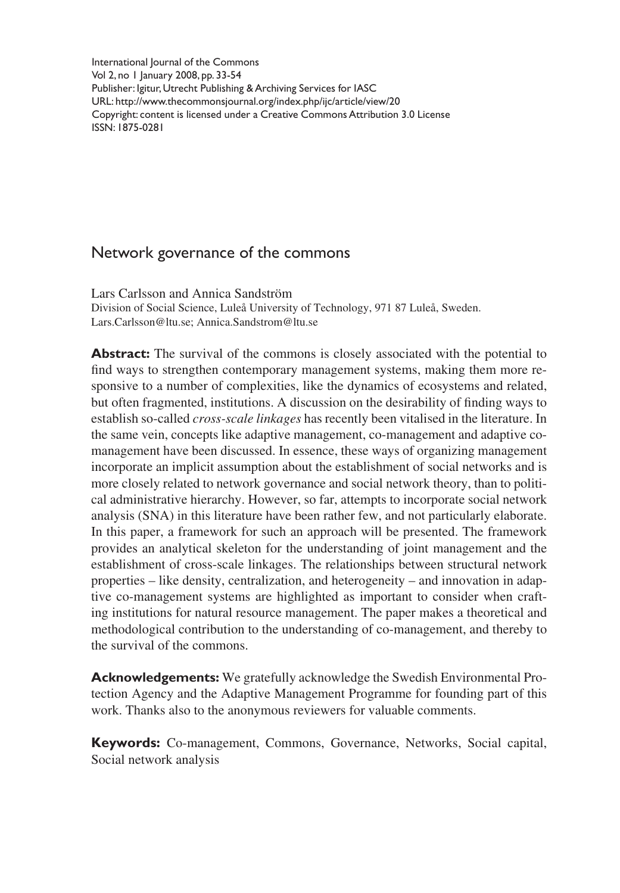International Journal of the Commons
Vol 2, no 1 January 2008, pp. 33-54
Publisher: Igitur, Utrecht Publishing & Archiving Services for IASC
URL: http://www.thecommonsjournal.org/index.php/ijc/article/view/20
Copyright: content is licensed under a Creative Commons Attribution 3.0 License
ISSN: 1875-0281

# Network governance of the commons

Lars Carlsson and Annica Sandström
Division of Social Science, Luleå University of Technology, 971 87 Luleå, Sweden.
Lars.Carlsson@ltu.se; Annica.Sandstrom@ltu.se

**Abstract:** The survival of the commons is closely associated with the potential to find ways to strengthen contemporary management systems, making them more responsive to a number of complexities, like the dynamics of ecosystems and related, but often fragmented, institutions. A discussion on the desirability of finding ways to establish so-called *cross-scale linkages* has recently been vitalised in the literature. In the same vein, concepts like adaptive management, co-management and adaptive co-management have been discussed. In essence, these ways of organizing management incorporate an implicit assumption about the establishment of social networks and is more closely related to network governance and social network theory, than to political administrative hierarchy. However, so far, attempts to incorporate social network analysis (SNA) in this literature have been rather few, and not particularly elaborate. In this paper, a framework for such an approach will be presented. The framework provides an analytical skeleton for the understanding of joint management and the establishment of cross-scale linkages. The relationships between structural network properties – like density, centralization, and heterogeneity – and innovation in adaptive co-management systems are highlighted as important to consider when crafting institutions for natural resource management. The paper makes a theoretical and methodological contribution to the understanding of co-management, and thereby to the survival of the commons.

**Acknowledgements:** We gratefully acknowledge the Swedish Environmental Protection Agency and the Adaptive Management Programme for founding part of this work. Thanks also to the anonymous reviewers for valuable comments.

**Keywords:** Co-management, Commons, Governance, Networks, Social capital, Social network analysis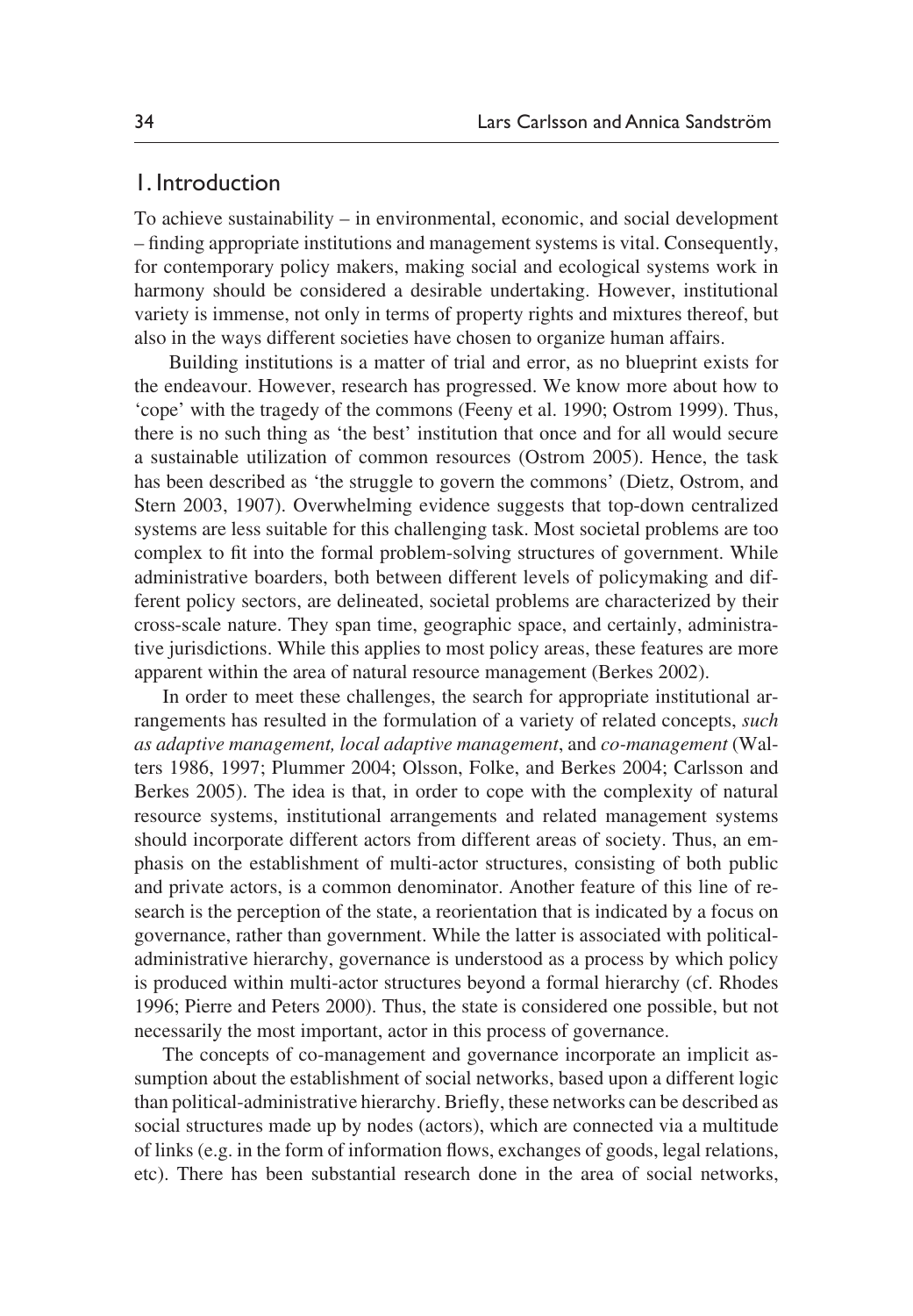## 1. Introduction

To achieve sustainability – in environmental, economic, and social development – finding appropriate institutions and management systems is vital. Consequently, for contemporary policy makers, making social and ecological systems work in harmony should be considered a desirable undertaking. However, institutional variety is immense, not only in terms of property rights and mixtures thereof, but also in the ways different societies have chosen to organize human affairs.

Building institutions is a matter of trial and error, as no blueprint exists for the endeavour. However, research has progressed. We know more about how to 'cope' with the tragedy of the commons (Feeny et al. 1990; Ostrom 1999). Thus, there is no such thing as 'the best' institution that once and for all would secure a sustainable utilization of common resources (Ostrom 2005). Hence, the task has been described as 'the struggle to govern the commons' (Dietz, Ostrom, and Stern 2003, 1907). Overwhelming evidence suggests that top-down centralized systems are less suitable for this challenging task. Most societal problems are too complex to fit into the formal problem-solving structures of government. While administrative boarders, both between different levels of policymaking and different policy sectors, are delineated, societal problems are characterized by their cross-scale nature. They span time, geographic space, and certainly, administrative jurisdictions. While this applies to most policy areas, these features are more apparent within the area of natural resource management (Berkes 2002).

In order to meet these challenges, the search for appropriate institutional arrangements has resulted in the formulation of a variety of related concepts, *such as adaptive management, local adaptive management*, and *co-management* (Walters 1986, 1997; Plummer 2004; Olsson, Folke, and Berkes 2004; Carlsson and Berkes 2005). The idea is that, in order to cope with the complexity of natural resource systems, institutional arrangements and related management systems should incorporate different actors from different areas of society. Thus, an emphasis on the establishment of multi-actor structures, consisting of both public and private actors, is a common denominator. Another feature of this line of research is the perception of the state, a reorientation that is indicated by a focus on governance, rather than government. While the latter is associated with political-administrative hierarchy, governance is understood as a process by which policy is produced within multi-actor structures beyond a formal hierarchy (cf. Rhodes 1996; Pierre and Peters 2000). Thus, the state is considered one possible, but not necessarily the most important, actor in this process of governance.

The concepts of co-management and governance incorporate an implicit assumption about the establishment of social networks, based upon a different logic than political-administrative hierarchy. Briefly, these networks can be described as social structures made up by nodes (actors), which are connected via a multitude of links (e.g. in the form of information flows, exchanges of goods, legal relations, etc). There has been substantial research done in the area of social networks,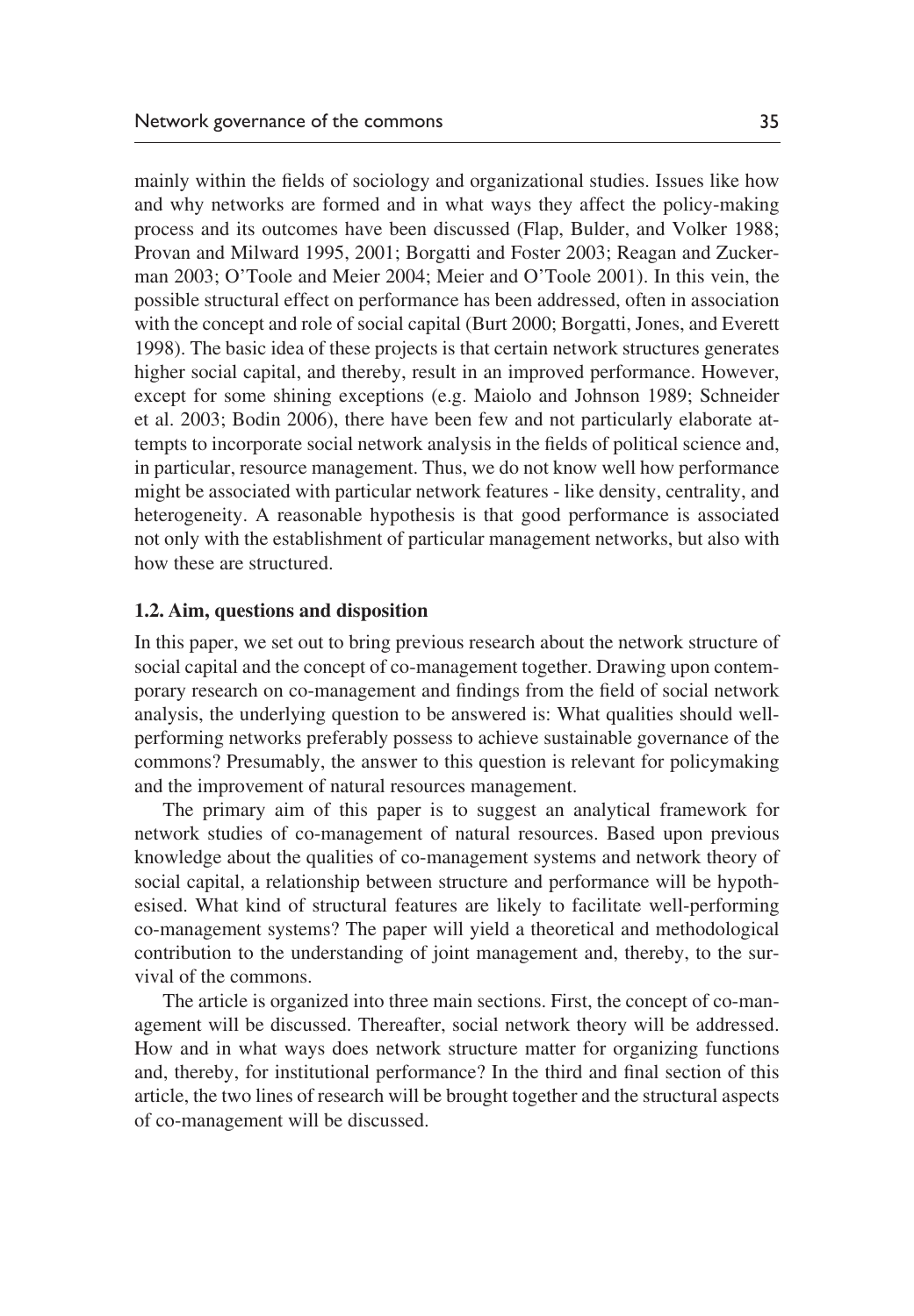mainly within the fields of sociology and organizational studies. Issues like how and why networks are formed and in what ways they affect the policy-making process and its outcomes have been discussed (Flap, Bulder, and Volker 1988; Provan and Milward 1995, 2001; Borgatti and Foster 2003; Reagan and Zuckerman 2003; O'Toole and Meier 2004; Meier and O'Toole 2001). In this vein, the possible structural effect on performance has been addressed, often in association with the concept and role of social capital (Burt 2000; Borgatti, Jones, and Everett 1998). The basic idea of these projects is that certain network structures generates higher social capital, and thereby, result in an improved performance. However, except for some shining exceptions (e.g. Maiolo and Johnson 1989; Schneider et al. 2003; Bodin 2006), there have been few and not particularly elaborate attempts to incorporate social network analysis in the fields of political science and, in particular, resource management. Thus, we do not know well how performance might be associated with particular network features - like density, centrality, and heterogeneity. A reasonable hypothesis is that good performance is associated not only with the establishment of particular management networks, but also with how these are structured.

### 1.2. Aim, questions and disposition

In this paper, we set out to bring previous research about the network structure of social capital and the concept of co-management together. Drawing upon contemporary research on co-management and findings from the field of social network analysis, the underlying question to be answered is: What qualities should well-performing networks preferably possess to achieve sustainable governance of the commons? Presumably, the answer to this question is relevant for policymaking and the improvement of natural resources management.

The primary aim of this paper is to suggest an analytical framework for network studies of co-management of natural resources. Based upon previous knowledge about the qualities of co-management systems and network theory of social capital, a relationship between structure and performance will be hypothesised. What kind of structural features are likely to facilitate well-performing co-management systems? The paper will yield a theoretical and methodological contribution to the understanding of joint management and, thereby, to the survival of the commons.

The article is organized into three main sections. First, the concept of co-management will be discussed. Thereafter, social network theory will be addressed. How and in what ways does network structure matter for organizing functions and, thereby, for institutional performance? In the third and final section of this article, the two lines of research will be brought together and the structural aspects of co-management will be discussed.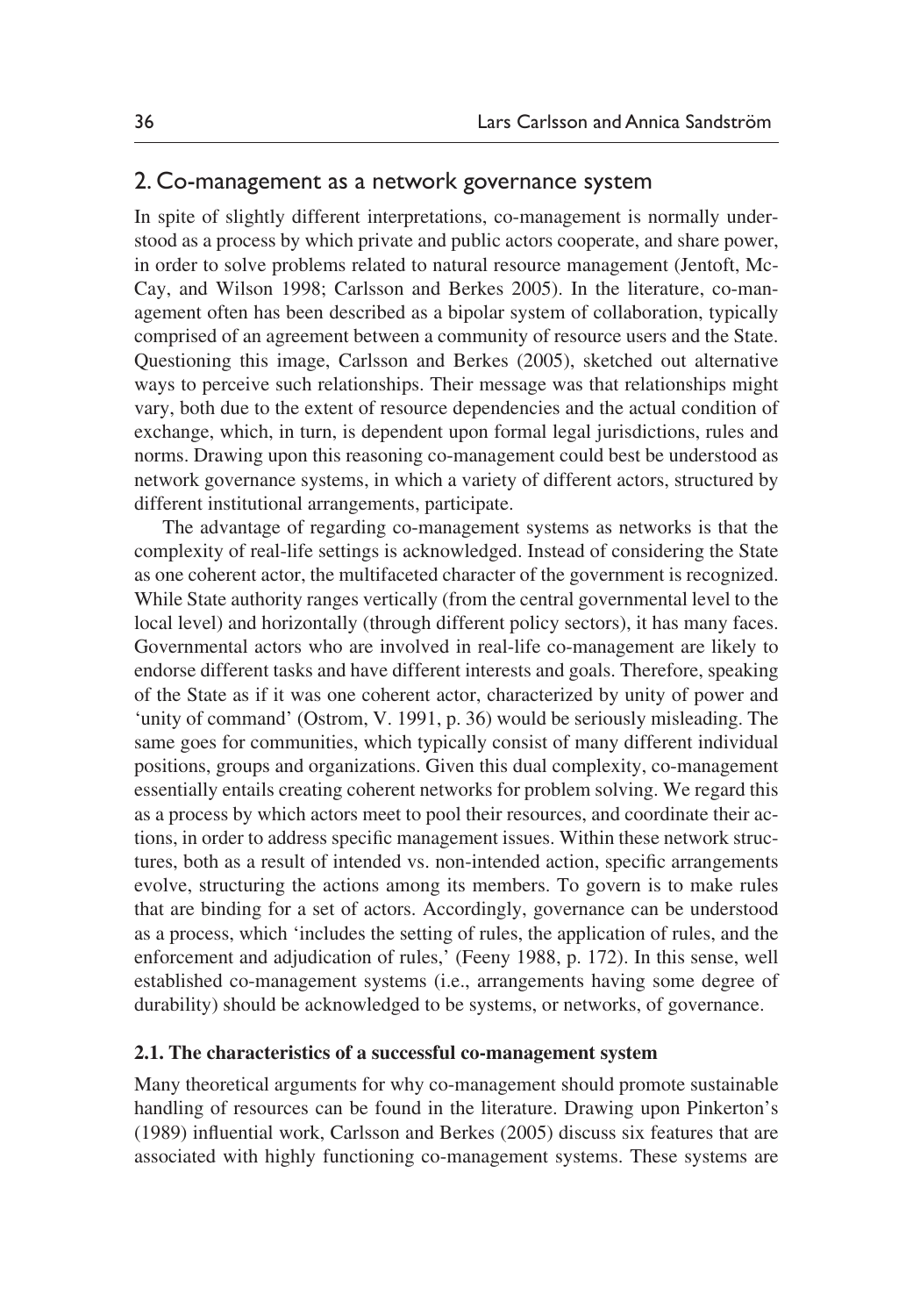## 2. Co-management as a network governance system

In spite of slightly different interpretations, co-management is normally understood as a process by which private and public actors cooperate, and share power, in order to solve problems related to natural resource management (Jentoft, McCay, and Wilson 1998; Carlsson and Berkes 2005). In the literature, co-management often has been described as a bipolar system of collaboration, typically comprised of an agreement between a community of resource users and the State. Questioning this image, Carlsson and Berkes (2005), sketched out alternative ways to perceive such relationships. Their message was that relationships might vary, both due to the extent of resource dependencies and the actual condition of exchange, which, in turn, is dependent upon formal legal jurisdictions, rules and norms. Drawing upon this reasoning co-management could best be understood as network governance systems, in which a variety of different actors, structured by different institutional arrangements, participate.

The advantage of regarding co-management systems as networks is that the complexity of real-life settings is acknowledged. Instead of considering the State as one coherent actor, the multifaceted character of the government is recognized. While State authority ranges vertically (from the central governmental level to the local level) and horizontally (through different policy sectors), it has many faces. Governmental actors who are involved in real-life co-management are likely to endorse different tasks and have different interests and goals. Therefore, speaking of the State as if it was one coherent actor, characterized by unity of power and 'unity of command' (Ostrom, V. 1991, p. 36) would be seriously misleading. The same goes for communities, which typically consist of many different individual positions, groups and organizations. Given this dual complexity, co-management essentially entails creating coherent networks for problem solving. We regard this as a process by which actors meet to pool their resources, and coordinate their actions, in order to address specific management issues. Within these network structures, both as a result of intended vs. non-intended action, specific arrangements evolve, structuring the actions among its members. To govern is to make rules that are binding for a set of actors. Accordingly, governance can be understood as a process, which 'includes the setting of rules, the application of rules, and the enforcement and adjudication of rules,' (Feeny 1988, p. 172). In this sense, well established co-management systems (i.e., arrangements having some degree of durability) should be acknowledged to be systems, or networks, of governance.

### 2.1. The characteristics of a successful co-management system

Many theoretical arguments for why co-management should promote sustainable handling of resources can be found in the literature. Drawing upon Pinkerton's (1989) influential work, Carlsson and Berkes (2005) discuss six features that are associated with highly functioning co-management systems. These systems are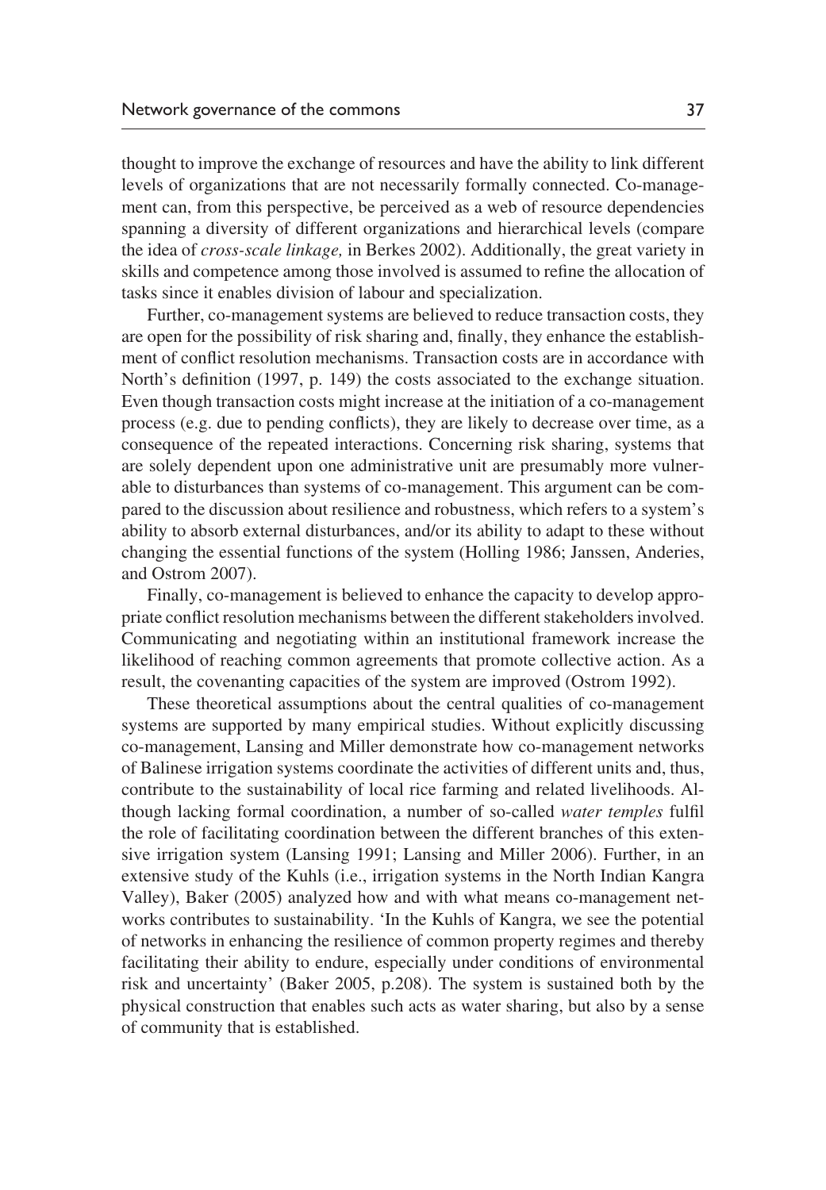thought to improve the exchange of resources and have the ability to link different levels of organizations that are not necessarily formally connected. Co-management can, from this perspective, be perceived as a web of resource dependencies spanning a diversity of different organizations and hierarchical levels (compare the idea of *cross-scale linkage,* in Berkes 2002). Additionally, the great variety in skills and competence among those involved is assumed to refine the allocation of tasks since it enables division of labour and specialization.

Further, co-management systems are believed to reduce transaction costs, they are open for the possibility of risk sharing and, finally, they enhance the establishment of conflict resolution mechanisms. Transaction costs are in accordance with North's definition (1997, p. 149) the costs associated to the exchange situation. Even though transaction costs might increase at the initiation of a co-management process (e.g. due to pending conflicts), they are likely to decrease over time, as a consequence of the repeated interactions. Concerning risk sharing, systems that are solely dependent upon one administrative unit are presumably more vulnerable to disturbances than systems of co-management. This argument can be compared to the discussion about resilience and robustness, which refers to a system's ability to absorb external disturbances, and/or its ability to adapt to these without changing the essential functions of the system (Holling 1986; Janssen, Anderies, and Ostrom 2007).

Finally, co-management is believed to enhance the capacity to develop appropriate conflict resolution mechanisms between the different stakeholders involved. Communicating and negotiating within an institutional framework increase the likelihood of reaching common agreements that promote collective action. As a result, the covenanting capacities of the system are improved (Ostrom 1992).

These theoretical assumptions about the central qualities of co-management systems are supported by many empirical studies. Without explicitly discussing co-management, Lansing and Miller demonstrate how co-management networks of Balinese irrigation systems coordinate the activities of different units and, thus, contribute to the sustainability of local rice farming and related livelihoods. Although lacking formal coordination, a number of so-called *water temples* fulfil the role of facilitating coordination between the different branches of this extensive irrigation system (Lansing 1991; Lansing and Miller 2006). Further, in an extensive study of the Kuhls (i.e., irrigation systems in the North Indian Kangra Valley), Baker (2005) analyzed how and with what means co-management networks contributes to sustainability. 'In the Kuhls of Kangra, we see the potential of networks in enhancing the resilience of common property regimes and thereby facilitating their ability to endure, especially under conditions of environmental risk and uncertainty' (Baker 2005, p.208). The system is sustained both by the physical construction that enables such acts as water sharing, but also by a sense of community that is established.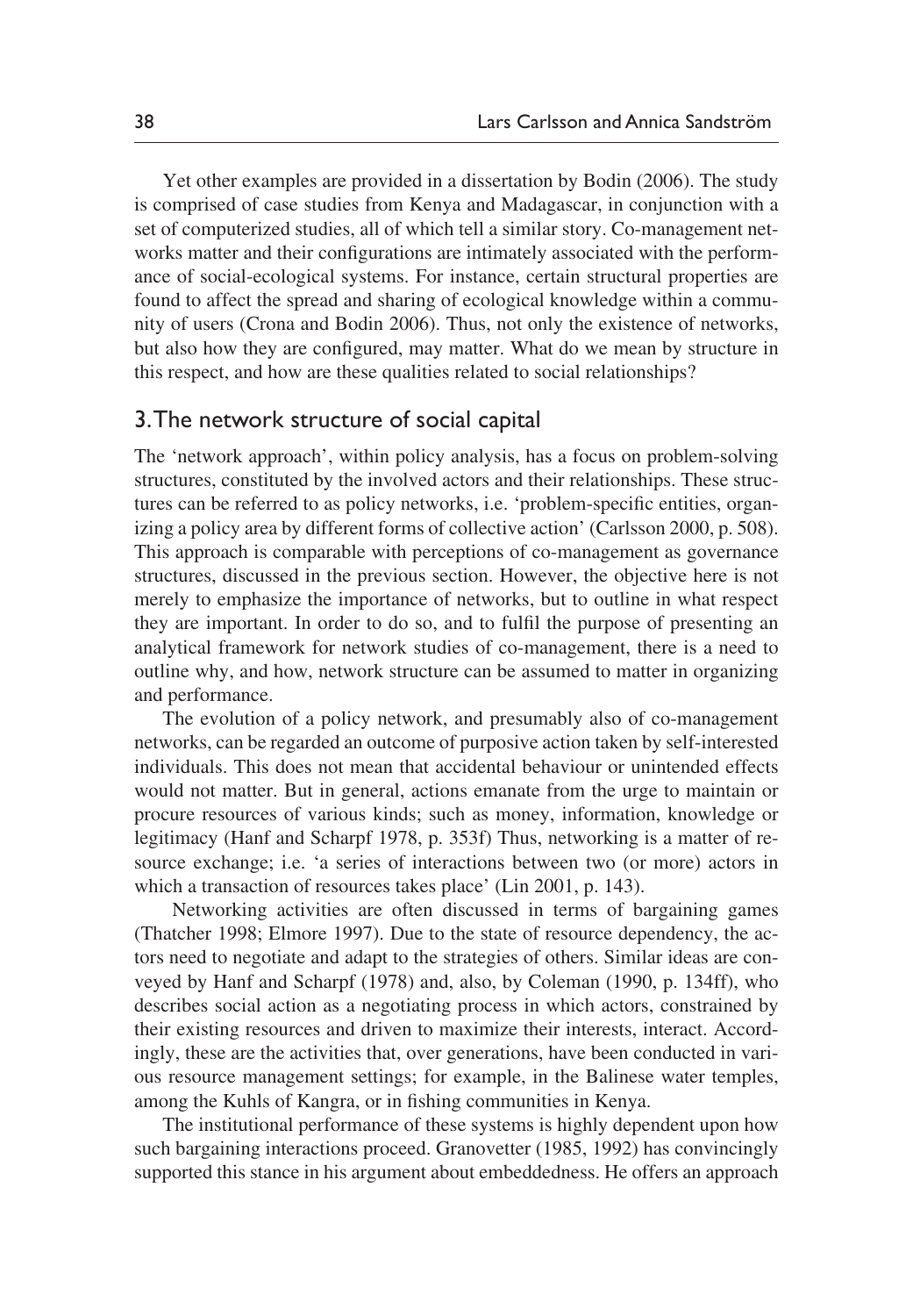Yet other examples are provided in a dissertation by Bodin (2006). The study is comprised of case studies from Kenya and Madagascar, in conjunction with a set of computerized studies, all of which tell a similar story. Co-management networks matter and their configurations are intimately associated with the performance of social-ecological systems. For instance, certain structural properties are found to affect the spread and sharing of ecological knowledge within a community of users (Crona and Bodin 2006). Thus, not only the existence of networks, but also how they are configured, may matter. What do we mean by structure in this respect, and how are these qualities related to social relationships?

## 3. The network structure of social capital

The 'network approach', within policy analysis, has a focus on problem-solving structures, constituted by the involved actors and their relationships. These structures can be referred to as policy networks, i.e. 'problem-specific entities, organizing a policy area by different forms of collective action' (Carlsson 2000, p. 508). This approach is comparable with perceptions of co-management as governance structures, discussed in the previous section. However, the objective here is not merely to emphasize the importance of networks, but to outline in what respect they are important. In order to do so, and to fulfil the purpose of presenting an analytical framework for network studies of co-management, there is a need to outline why, and how, network structure can be assumed to matter in organizing and performance.

The evolution of a policy network, and presumably also of co-management networks, can be regarded an outcome of purposive action taken by self-interested individuals. This does not mean that accidental behaviour or unintended effects would not matter. But in general, actions emanate from the urge to maintain or procure resources of various kinds; such as money, information, knowledge or legitimacy (Hanf and Scharpf 1978, p. 353f) Thus, networking is a matter of resource exchange; i.e. 'a series of interactions between two (or more) actors in which a transaction of resources takes place' (Lin 2001, p. 143).

Networking activities are often discussed in terms of bargaining games (Thatcher 1998; Elmore 1997). Due to the state of resource dependency, the actors need to negotiate and adapt to the strategies of others. Similar ideas are conveyed by Hanf and Scharpf (1978) and, also, by Coleman (1990, p. 134ff), who describes social action as a negotiating process in which actors, constrained by their existing resources and driven to maximize their interests, interact. Accordingly, these are the activities that, over generations, have been conducted in various resource management settings; for example, in the Balinese water temples, among the Kuhls of Kangra, or in fishing communities in Kenya.

The institutional performance of these systems is highly dependent upon how such bargaining interactions proceed. Granovetter (1985, 1992) has convincingly supported this stance in his argument about embeddedness. He offers an approach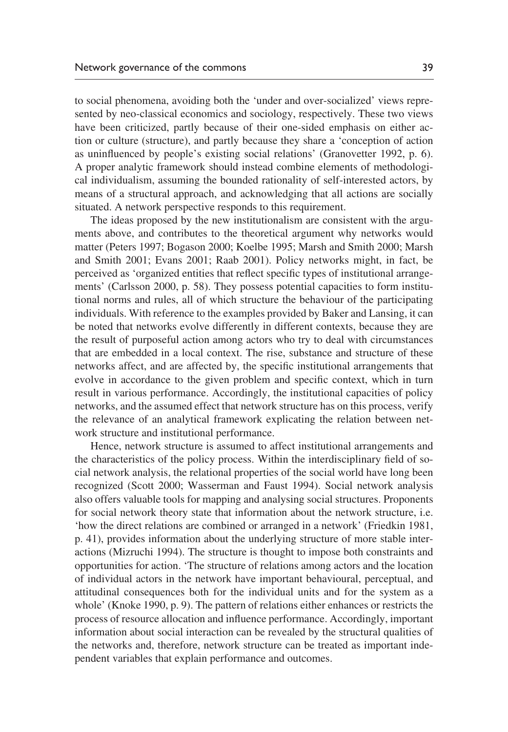to social phenomena, avoiding both the 'under and over-socialized' views represented by neo-classical economics and sociology, respectively. These two views have been criticized, partly because of their one-sided emphasis on either action or culture (structure), and partly because they share a 'conception of action as uninfluenced by people's existing social relations' (Granovetter 1992, p. 6). A proper analytic framework should instead combine elements of methodological individualism, assuming the bounded rationality of self-interested actors, by means of a structural approach, and acknowledging that all actions are socially situated. A network perspective responds to this requirement.

The ideas proposed by the new institutionalism are consistent with the arguments above, and contributes to the theoretical argument why networks would matter (Peters 1997; Bogason 2000; Koelbe 1995; Marsh and Smith 2000; Marsh and Smith 2001; Evans 2001; Raab 2001). Policy networks might, in fact, be perceived as 'organized entities that reflect specific types of institutional arrangements' (Carlsson 2000, p. 58). They possess potential capacities to form institutional norms and rules, all of which structure the behaviour of the participating individuals. With reference to the examples provided by Baker and Lansing, it can be noted that networks evolve differently in different contexts, because they are the result of purposeful action among actors who try to deal with circumstances that are embedded in a local context. The rise, substance and structure of these networks affect, and are affected by, the specific institutional arrangements that evolve in accordance to the given problem and specific context, which in turn result in various performance. Accordingly, the institutional capacities of policy networks, and the assumed effect that network structure has on this process, verify the relevance of an analytical framework explicating the relation between network structure and institutional performance.

Hence, network structure is assumed to affect institutional arrangements and the characteristics of the policy process. Within the interdisciplinary field of social network analysis, the relational properties of the social world have long been recognized (Scott 2000; Wasserman and Faust 1994). Social network analysis also offers valuable tools for mapping and analysing social structures. Proponents for social network theory state that information about the network structure, i.e. 'how the direct relations are combined or arranged in a network' (Friedkin 1981, p. 41), provides information about the underlying structure of more stable interactions (Mizruchi 1994). The structure is thought to impose both constraints and opportunities for action. 'The structure of relations among actors and the location of individual actors in the network have important behavioural, perceptual, and attitudinal consequences both for the individual units and for the system as a whole' (Knoke 1990, p. 9). The pattern of relations either enhances or restricts the process of resource allocation and influence performance. Accordingly, important information about social interaction can be revealed by the structural qualities of the networks and, therefore, network structure can be treated as important independent variables that explain performance and outcomes.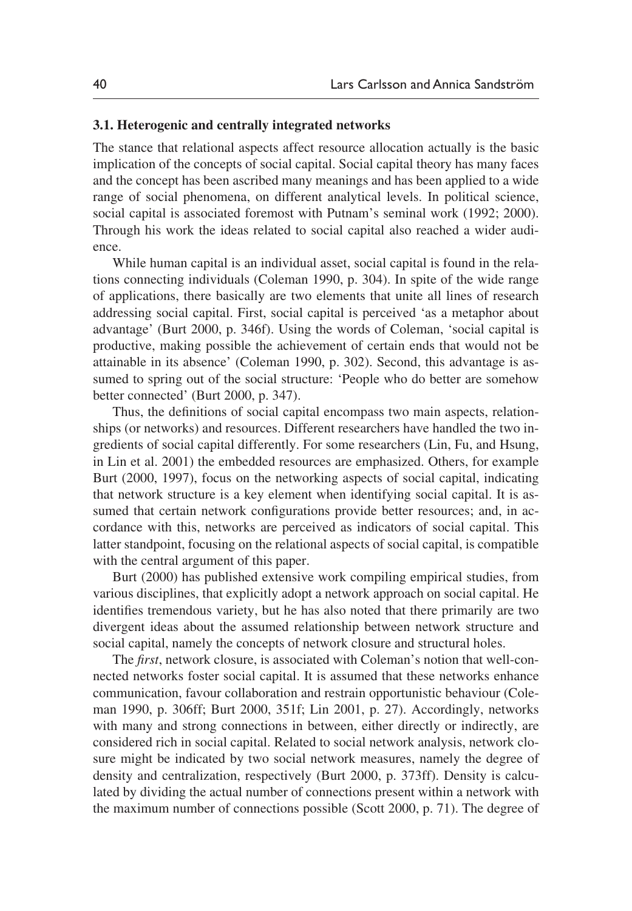### 3.1. Heterogenic and centrally integrated networks

The stance that relational aspects affect resource allocation actually is the basic implication of the concepts of social capital. Social capital theory has many faces and the concept has been ascribed many meanings and has been applied to a wide range of social phenomena, on different analytical levels. In political science, social capital is associated foremost with Putnam's seminal work (1992; 2000). Through his work the ideas related to social capital also reached a wider audience.

While human capital is an individual asset, social capital is found in the relations connecting individuals (Coleman 1990, p. 304). In spite of the wide range of applications, there basically are two elements that unite all lines of research addressing social capital. First, social capital is perceived 'as a metaphor about advantage' (Burt 2000, p. 346f). Using the words of Coleman, 'social capital is productive, making possible the achievement of certain ends that would not be attainable in its absence' (Coleman 1990, p. 302). Second, this advantage is assumed to spring out of the social structure: 'People who do better are somehow better connected' (Burt 2000, p. 347).

Thus, the definitions of social capital encompass two main aspects, relationships (or networks) and resources. Different researchers have handled the two ingredients of social capital differently. For some researchers (Lin, Fu, and Hsung, in Lin et al. 2001) the embedded resources are emphasized. Others, for example Burt (2000, 1997), focus on the networking aspects of social capital, indicating that network structure is a key element when identifying social capital. It is assumed that certain network configurations provide better resources; and, in accordance with this, networks are perceived as indicators of social capital. This latter standpoint, focusing on the relational aspects of social capital, is compatible with the central argument of this paper.

Burt (2000) has published extensive work compiling empirical studies, from various disciplines, that explicitly adopt a network approach on social capital. He identifies tremendous variety, but he has also noted that there primarily are two divergent ideas about the assumed relationship between network structure and social capital, namely the concepts of network closure and structural holes.

The *first*, network closure, is associated with Coleman's notion that well-connected networks foster social capital. It is assumed that these networks enhance communication, favour collaboration and restrain opportunistic behaviour (Coleman 1990, p. 306ff; Burt 2000, 351f; Lin 2001, p. 27). Accordingly, networks with many and strong connections in between, either directly or indirectly, are considered rich in social capital. Related to social network analysis, network closure might be indicated by two social network measures, namely the degree of density and centralization, respectively (Burt 2000, p. 373ff). Density is calculated by dividing the actual number of connections present within a network with the maximum number of connections possible (Scott 2000, p. 71). The degree of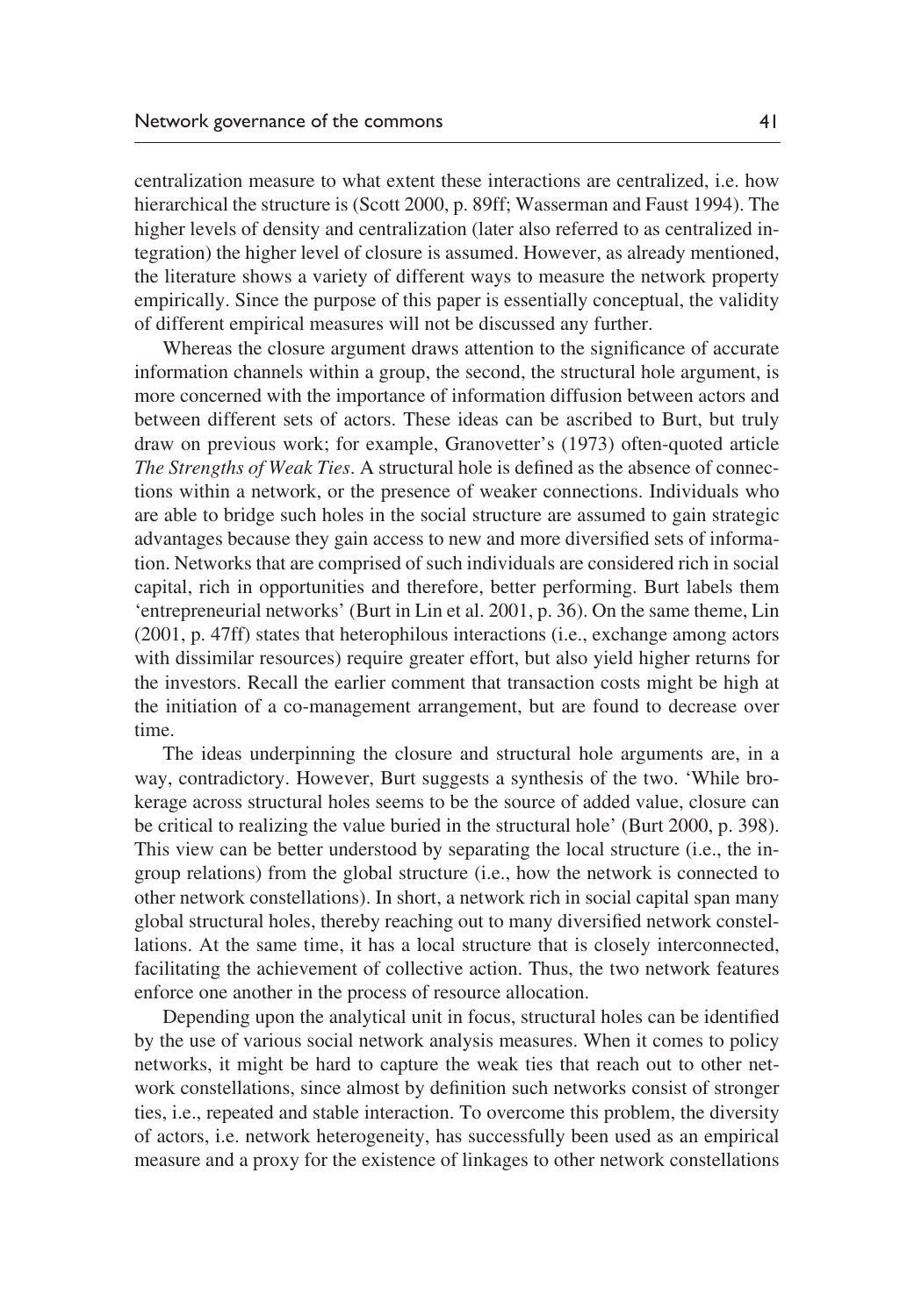centralization measure to what extent these interactions are centralized, i.e. how hierarchical the structure is (Scott 2000, p. 89ff; Wasserman and Faust 1994). The higher levels of density and centralization (later also referred to as centralized integration) the higher level of closure is assumed. However, as already mentioned, the literature shows a variety of different ways to measure the network property empirically. Since the purpose of this paper is essentially conceptual, the validity of different empirical measures will not be discussed any further.

Whereas the closure argument draws attention to the significance of accurate information channels within a group, the second, the structural hole argument, is more concerned with the importance of information diffusion between actors and between different sets of actors. These ideas can be ascribed to Burt, but truly draw on previous work; for example, Granovetter's (1973) often-quoted article *The Strengths of Weak Ties*. A structural hole is defined as the absence of connections within a network, or the presence of weaker connections. Individuals who are able to bridge such holes in the social structure are assumed to gain strategic advantages because they gain access to new and more diversified sets of information. Networks that are comprised of such individuals are considered rich in social capital, rich in opportunities and therefore, better performing. Burt labels them 'entrepreneurial networks' (Burt in Lin et al. 2001, p. 36). On the same theme, Lin (2001, p. 47ff) states that heterophilous interactions (i.e., exchange among actors with dissimilar resources) require greater effort, but also yield higher returns for the investors. Recall the earlier comment that transaction costs might be high at the initiation of a co-management arrangement, but are found to decrease over time.

The ideas underpinning the closure and structural hole arguments are, in a way, contradictory. However, Burt suggests a synthesis of the two. 'While brokerage across structural holes seems to be the source of added value, closure can be critical to realizing the value buried in the structural hole' (Burt 2000, p. 398). This view can be better understood by separating the local structure (i.e., the in-group relations) from the global structure (i.e., how the network is connected to other network constellations). In short, a network rich in social capital span many global structural holes, thereby reaching out to many diversified network constellations. At the same time, it has a local structure that is closely interconnected, facilitating the achievement of collective action. Thus, the two network features enforce one another in the process of resource allocation.

Depending upon the analytical unit in focus, structural holes can be identified by the use of various social network analysis measures. When it comes to policy networks, it might be hard to capture the weak ties that reach out to other network constellations, since almost by definition such networks consist of stronger ties, i.e., repeated and stable interaction. To overcome this problem, the diversity of actors, i.e. network heterogeneity, has successfully been used as an empirical measure and a proxy for the existence of linkages to other network constellations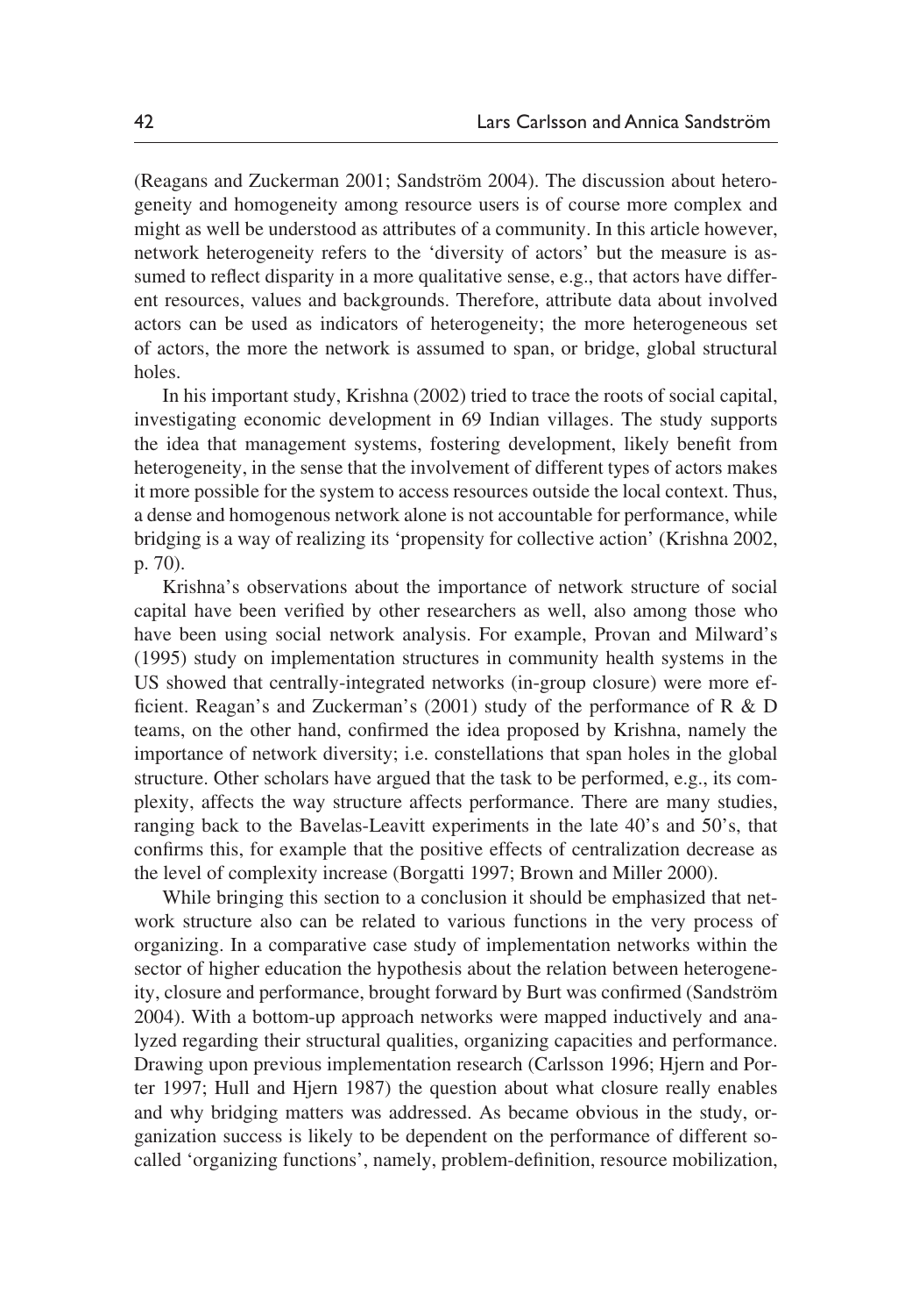(Reagans and Zuckerman 2001; Sandström 2004). The discussion about heterogeneity and homogeneity among resource users is of course more complex and might as well be understood as attributes of a community. In this article however, network heterogeneity refers to the 'diversity of actors' but the measure is assumed to reflect disparity in a more qualitative sense, e.g., that actors have different resources, values and backgrounds. Therefore, attribute data about involved actors can be used as indicators of heterogeneity; the more heterogeneous set of actors, the more the network is assumed to span, or bridge, global structural holes.

In his important study, Krishna (2002) tried to trace the roots of social capital, investigating economic development in 69 Indian villages. The study supports the idea that management systems, fostering development, likely benefit from heterogeneity, in the sense that the involvement of different types of actors makes it more possible for the system to access resources outside the local context. Thus, a dense and homogenous network alone is not accountable for performance, while bridging is a way of realizing its 'propensity for collective action' (Krishna 2002, p. 70).

Krishna's observations about the importance of network structure of social capital have been verified by other researchers as well, also among those who have been using social network analysis. For example, Provan and Milward's (1995) study on implementation structures in community health systems in the US showed that centrally-integrated networks (in-group closure) were more efficient. Reagan's and Zuckerman's (2001) study of the performance of R & D teams, on the other hand, confirmed the idea proposed by Krishna, namely the importance of network diversity; i.e. constellations that span holes in the global structure. Other scholars have argued that the task to be performed, e.g., its complexity, affects the way structure affects performance. There are many studies, ranging back to the Bavelas-Leavitt experiments in the late 40's and 50's, that confirms this, for example that the positive effects of centralization decrease as the level of complexity increase (Borgatti 1997; Brown and Miller 2000).

While bringing this section to a conclusion it should be emphasized that network structure also can be related to various functions in the very process of organizing. In a comparative case study of implementation networks within the sector of higher education the hypothesis about the relation between heterogeneity, closure and performance, brought forward by Burt was confirmed (Sandström 2004). With a bottom-up approach networks were mapped inductively and analyzed regarding their structural qualities, organizing capacities and performance. Drawing upon previous implementation research (Carlsson 1996; Hjern and Porter 1997; Hull and Hjern 1987) the question about what closure really enables and why bridging matters was addressed. As became obvious in the study, organization success is likely to be dependent on the performance of different so-called 'organizing functions', namely, problem-definition, resource mobilization,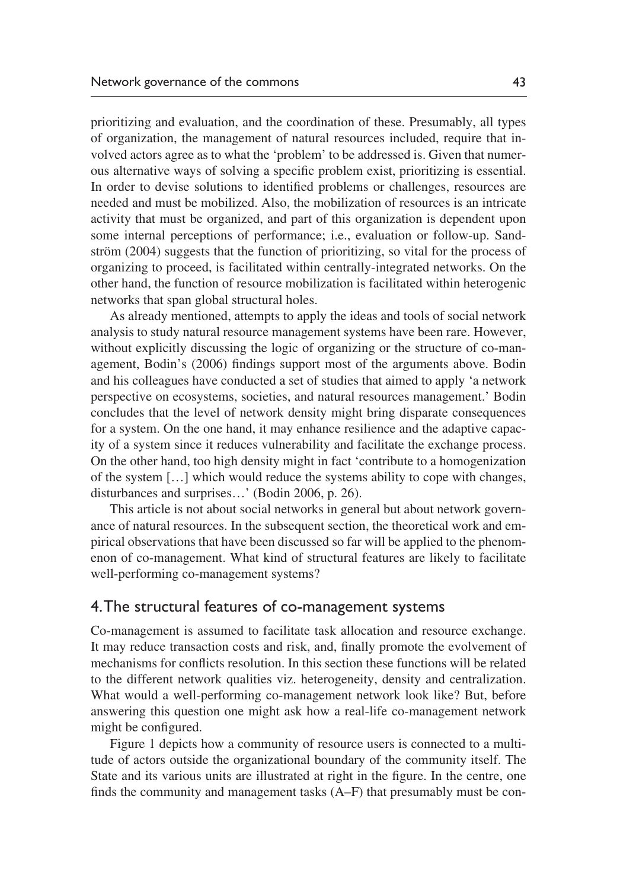prioritizing and evaluation, and the coordination of these. Presumably, all types of organization, the management of natural resources included, require that involved actors agree as to what the 'problem' to be addressed is. Given that numerous alternative ways of solving a specific problem exist, prioritizing is essential. In order to devise solutions to identified problems or challenges, resources are needed and must be mobilized. Also, the mobilization of resources is an intricate activity that must be organized, and part of this organization is dependent upon some internal perceptions of performance; i.e., evaluation or follow-up. Sandström (2004) suggests that the function of prioritizing, so vital for the process of organizing to proceed, is facilitated within centrally-integrated networks. On the other hand, the function of resource mobilization is facilitated within heterogenic networks that span global structural holes.

As already mentioned, attempts to apply the ideas and tools of social network analysis to study natural resource management systems have been rare. However, without explicitly discussing the logic of organizing or the structure of co-management, Bodin's (2006) findings support most of the arguments above. Bodin and his colleagues have conducted a set of studies that aimed to apply 'a network perspective on ecosystems, societies, and natural resources management.' Bodin concludes that the level of network density might bring disparate consequences for a system. On the one hand, it may enhance resilience and the adaptive capacity of a system since it reduces vulnerability and facilitate the exchange process. On the other hand, too high density might in fact 'contribute to a homogenization of the system […] which would reduce the systems ability to cope with changes, disturbances and surprises…' (Bodin 2006, p. 26).

This article is not about social networks in general but about network governance of natural resources. In the subsequent section, the theoretical work and empirical observations that have been discussed so far will be applied to the phenomenon of co-management. What kind of structural features are likely to facilitate well-performing co-management systems?

## 4. The structural features of co-management systems

Co-management is assumed to facilitate task allocation and resource exchange. It may reduce transaction costs and risk, and, finally promote the evolvement of mechanisms for conflicts resolution. In this section these functions will be related to the different network qualities viz. heterogeneity, density and centralization. What would a well-performing co-management network look like? But, before answering this question one might ask how a real-life co-management network might be configured.

Figure 1 depicts how a community of resource users is connected to a multitude of actors outside the organizational boundary of the community itself. The State and its various units are illustrated at right in the figure. In the centre, one finds the community and management tasks (A–F) that presumably must be con-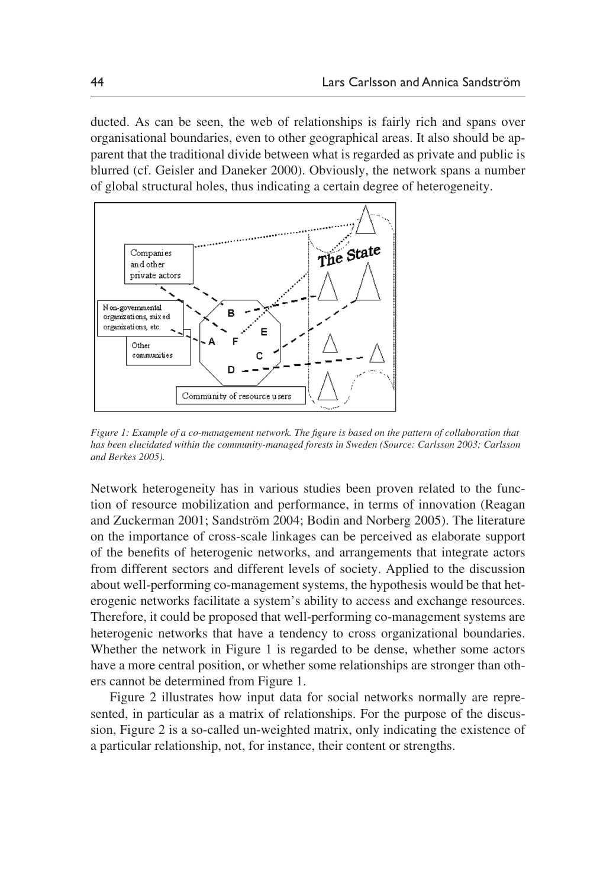ducted. As can be seen, the web of relationships is fairly rich and spans over organisational boundaries, even to other geographical areas. It also should be apparent that the traditional divide between what is regarded as private and public is blurred (cf. Geisler and Daneker 2000). Obviously, the network spans a number of global structural holes, thus indicating a certain degree of heterogeneity.

*Figure 1: Example of a co-management network. The figure is based on the pattern of collaboration that has been elucidated within the community-managed forests in Sweden (Source: Carlsson 2003; Carlsson and Berkes 2005).*

Network heterogeneity has in various studies been proven related to the function of resource mobilization and performance, in terms of innovation (Reagan and Zuckerman 2001; Sandström 2004; Bodin and Norberg 2005). The literature on the importance of cross-scale linkages can be perceived as elaborate support of the benefits of heterogenic networks, and arrangements that integrate actors from different sectors and different levels of society. Applied to the discussion about well-performing co-management systems, the hypothesis would be that heterogenic networks facilitate a system's ability to access and exchange resources. Therefore, it could be proposed that well-performing co-management systems are heterogenic networks that have a tendency to cross organizational boundaries. Whether the network in Figure 1 is regarded to be dense, whether some actors have a more central position, or whether some relationships are stronger than others cannot be determined from Figure 1.

Figure 2 illustrates how input data for social networks normally are represented, in particular as a matrix of relationships. For the purpose of the discussion, Figure 2 is a so-called un-weighted matrix, only indicating the existence of a particular relationship, not, for instance, their content or strengths.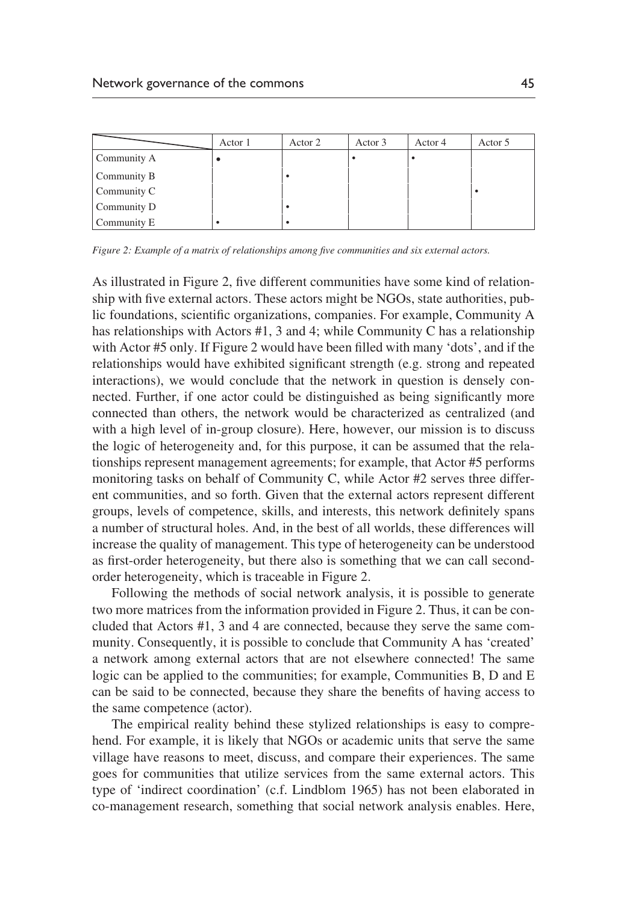| | Actor 1 | Actor 2 | Actor 3 | Actor 4 | Actor 5 |
|---|---|---|---|---|---|
| Community A | • | | • | • | |
| Community B | | • | | | |
| Community C | | | | | • |
| Community D | | • | | | |
| Community E | • | • | | | |

*Figure 2: Example of a matrix of relationships among five communities and six external actors.*

As illustrated in Figure 2, five different communities have some kind of relationship with five external actors. These actors might be NGOs, state authorities, public foundations, scientific organizations, companies. For example, Community A has relationships with Actors #1, 3 and 4; while Community C has a relationship with Actor #5 only. If Figure 2 would have been filled with many 'dots', and if the relationships would have exhibited significant strength (e.g. strong and repeated interactions), we would conclude that the network in question is densely connected. Further, if one actor could be distinguished as being significantly more connected than others, the network would be characterized as centralized (and with a high level of in-group closure). Here, however, our mission is to discuss the logic of heterogeneity and, for this purpose, it can be assumed that the relationships represent management agreements; for example, that Actor #5 performs monitoring tasks on behalf of Community C, while Actor #2 serves three different communities, and so forth. Given that the external actors represent different groups, levels of competence, skills, and interests, this network definitely spans a number of structural holes. And, in the best of all worlds, these differences will increase the quality of management. This type of heterogeneity can be understood as first-order heterogeneity, but there also is something that we can call second-order heterogeneity, which is traceable in Figure 2.

Following the methods of social network analysis, it is possible to generate two more matrices from the information provided in Figure 2. Thus, it can be concluded that Actors #1, 3 and 4 are connected, because they serve the same community. Consequently, it is possible to conclude that Community A has 'created' a network among external actors that are not elsewhere connected! The same logic can be applied to the communities; for example, Communities B, D and E can be said to be connected, because they share the benefits of having access to the same competence (actor).

The empirical reality behind these stylized relationships is easy to comprehend. For example, it is likely that NGOs or academic units that serve the same village have reasons to meet, discuss, and compare their experiences. The same goes for communities that utilize services from the same external actors. This type of 'indirect coordination' (c.f. Lindblom 1965) has not been elaborated in co-management research, something that social network analysis enables. Here,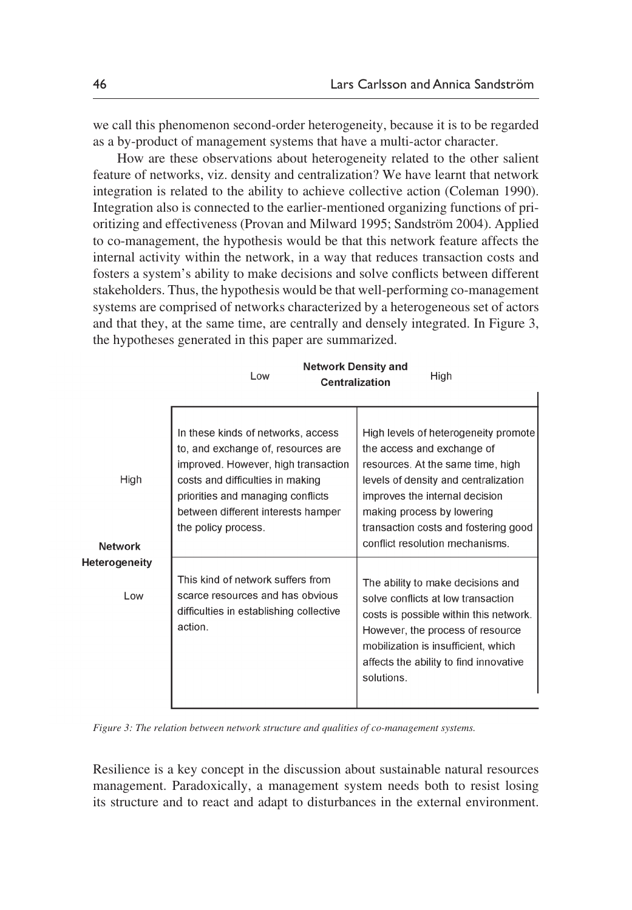we call this phenomenon second-order heterogeneity, because it is to be regarded as a by-product of management systems that have a multi-actor character.

How are these observations about heterogeneity related to the other salient feature of networks, viz. density and centralization? We have learnt that network integration is related to the ability to achieve collective action (Coleman 1990). Integration also is connected to the earlier-mentioned organizing functions of prioritizing and effectiveness (Provan and Milward 1995; Sandström 2004). Applied to co-management, the hypothesis would be that this network feature affects the internal activity within the network, in a way that reduces transaction costs and fosters a system's ability to make decisions and solve conflicts between different stakeholders. Thus, the hypothesis would be that well-performing co-management systems are comprised of networks characterized by a heterogeneous set of actors and that they, at the same time, are centrally and densely integrated. In Figure 3, the hypotheses generated in this paper are summarized.

| Network Heterogeneity | Network Density and Centralization: Low | Network Density and Centralization: High |
|---|---|---|
| High | In these kinds of networks, access to, and exchange of, resources are improved. However, high transaction costs and difficulties in making priorities and managing conflicts between different interests hamper the policy process. | High levels of heterogeneity promote the access and exchange of resources. At the same time, high levels of density and centralization improves the internal decision making process by lowering transaction costs and fostering good conflict resolution mechanisms. |
| Low | This kind of network suffers from scarce resources and has obvious difficulties in establishing collective action. | The ability to make decisions and solve conflicts at low transaction costs is possible within this network. However, the process of resource mobilization is insufficient, which affects the ability to find innovative solutions. |

*Figure 3: The relation between network structure and qualities of co-management systems.*

Resilience is a key concept in the discussion about sustainable natural resources management. Paradoxically, a management system needs both to resist losing its structure and to react and adapt to disturbances in the external environment.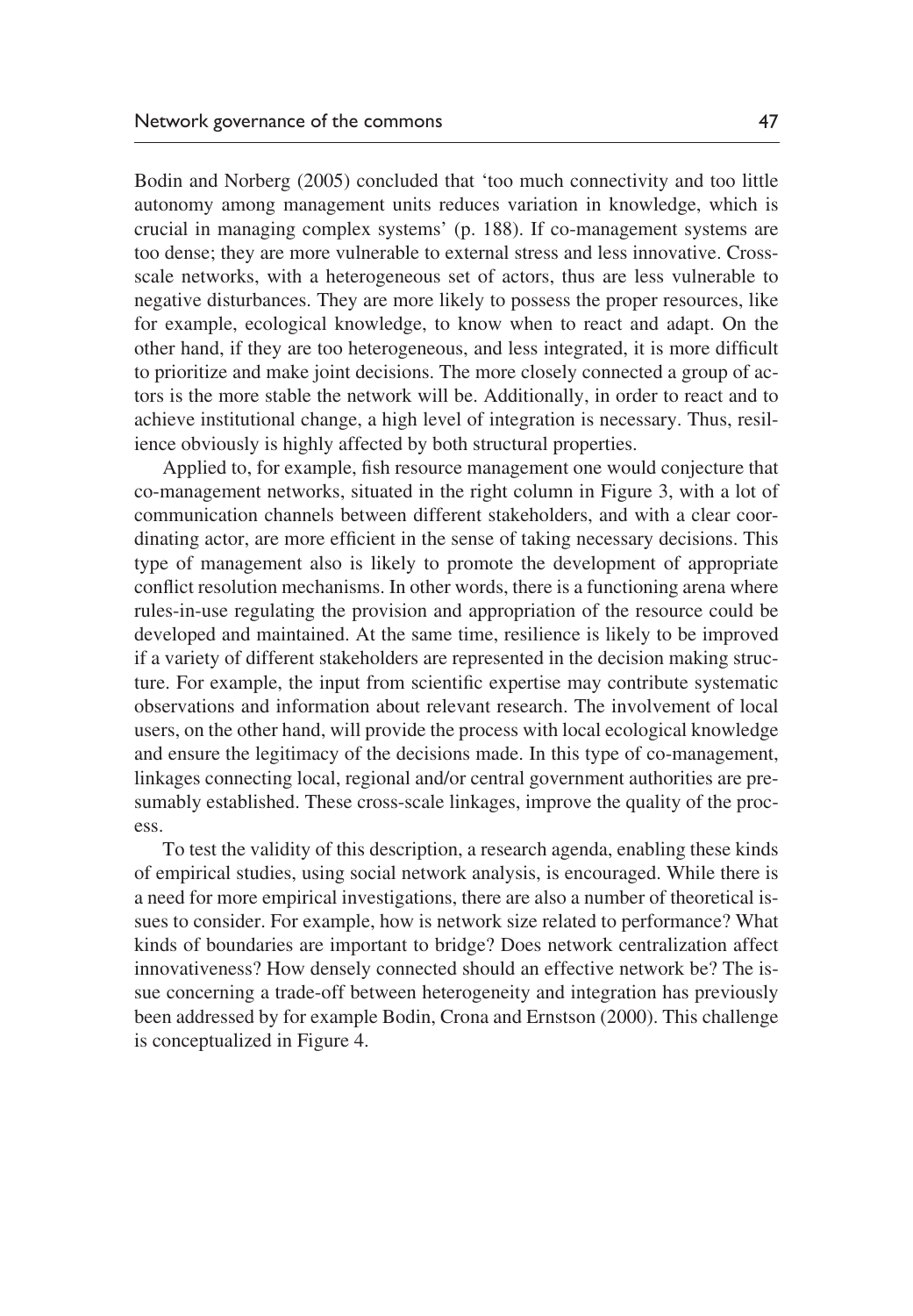Bodin and Norberg (2005) concluded that 'too much connectivity and too little autonomy among management units reduces variation in knowledge, which is crucial in managing complex systems' (p. 188). If co-management systems are too dense; they are more vulnerable to external stress and less innovative. Cross-scale networks, with a heterogeneous set of actors, thus are less vulnerable to negative disturbances. They are more likely to possess the proper resources, like for example, ecological knowledge, to know when to react and adapt. On the other hand, if they are too heterogeneous, and less integrated, it is more difficult to prioritize and make joint decisions. The more closely connected a group of actors is the more stable the network will be. Additionally, in order to react and to achieve institutional change, a high level of integration is necessary. Thus, resilience obviously is highly affected by both structural properties.

Applied to, for example, fish resource management one would conjecture that co-management networks, situated in the right column in Figure 3, with a lot of communication channels between different stakeholders, and with a clear coordinating actor, are more efficient in the sense of taking necessary decisions. This type of management also is likely to promote the development of appropriate conflict resolution mechanisms. In other words, there is a functioning arena where rules-in-use regulating the provision and appropriation of the resource could be developed and maintained. At the same time, resilience is likely to be improved if a variety of different stakeholders are represented in the decision making structure. For example, the input from scientific expertise may contribute systematic observations and information about relevant research. The involvement of local users, on the other hand, will provide the process with local ecological knowledge and ensure the legitimacy of the decisions made. In this type of co-management, linkages connecting local, regional and/or central government authorities are presumably established. These cross-scale linkages, improve the quality of the process.

To test the validity of this description, a research agenda, enabling these kinds of empirical studies, using social network analysis, is encouraged. While there is a need for more empirical investigations, there are also a number of theoretical issues to consider. For example, how is network size related to performance? What kinds of boundaries are important to bridge? Does network centralization affect innovativeness? How densely connected should an effective network be? The issue concerning a trade-off between heterogeneity and integration has previously been addressed by for example Bodin, Crona and Ernstson (2000). This challenge is conceptualized in Figure 4.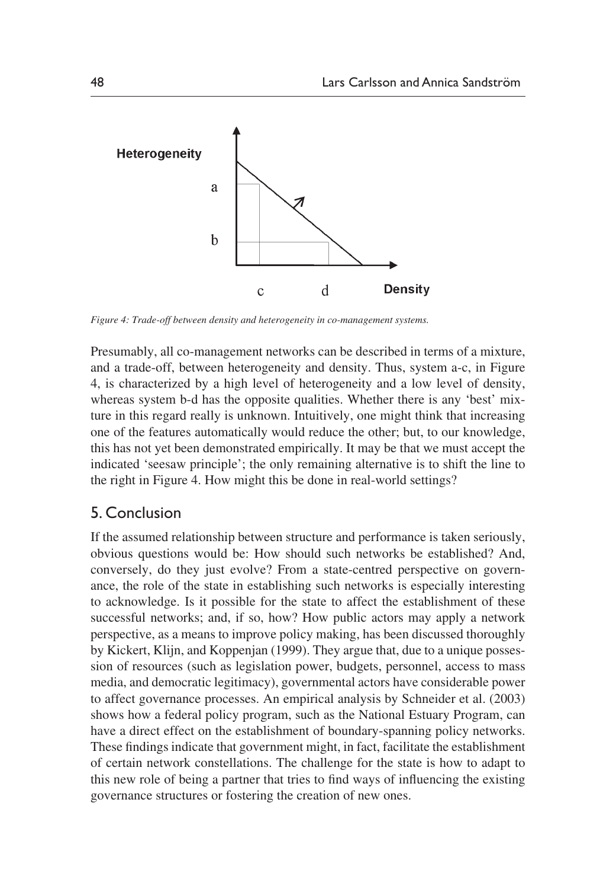*Figure 4: Trade-off between density and heterogeneity in co-management systems.*

Presumably, all co-management networks can be described in terms of a mixture, and a trade-off, between heterogeneity and density. Thus, system a-c, in Figure 4, is characterized by a high level of heterogeneity and a low level of density, whereas system b-d has the opposite qualities. Whether there is any 'best' mixture in this regard really is unknown. Intuitively, one might think that increasing one of the features automatically would reduce the other; but, to our knowledge, this has not yet been demonstrated empirically. It may be that we must accept the indicated 'seesaw principle'; the only remaining alternative is to shift the line to the right in Figure 4. How might this be done in real-world settings?

## 5. Conclusion

If the assumed relationship between structure and performance is taken seriously, obvious questions would be: How should such networks be established? And, conversely, do they just evolve? From a state-centred perspective on governance, the role of the state in establishing such networks is especially interesting to acknowledge. Is it possible for the state to affect the establishment of these successful networks; and, if so, how? How public actors may apply a network perspective, as a means to improve policy making, has been discussed thoroughly by Kickert, Klijn, and Koppenjan (1999). They argue that, due to a unique possession of resources (such as legislation power, budgets, personnel, access to mass media, and democratic legitimacy), governmental actors have considerable power to affect governance processes. An empirical analysis by Schneider et al. (2003) shows how a federal policy program, such as the National Estuary Program, can have a direct effect on the establishment of boundary-spanning policy networks. These findings indicate that government might, in fact, facilitate the establishment of certain network constellations. The challenge for the state is how to adapt to this new role of being a partner that tries to find ways of influencing the existing governance structures or fostering the creation of new ones.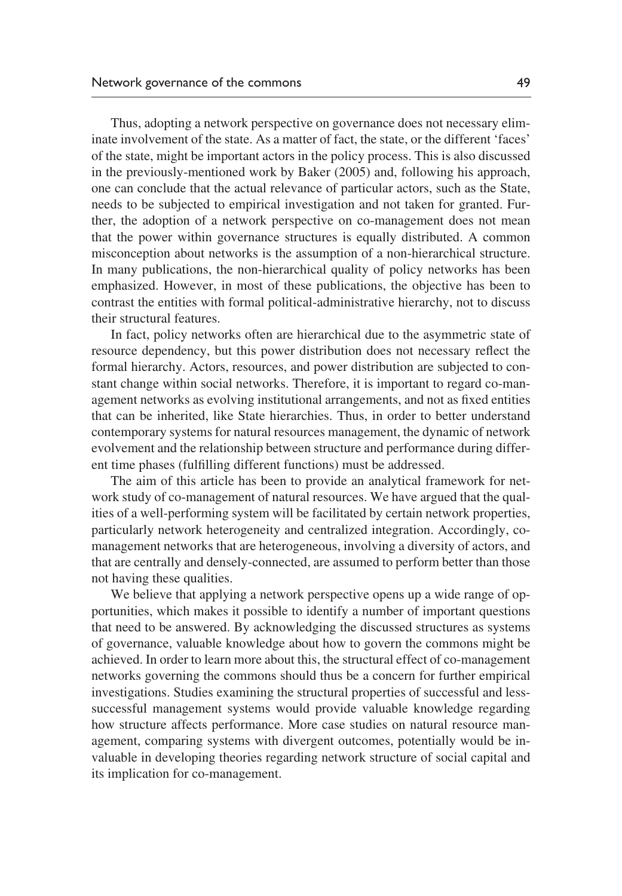Thus, adopting a network perspective on governance does not necessary eliminate involvement of the state. As a matter of fact, the state, or the different 'faces' of the state, might be important actors in the policy process. This is also discussed in the previously-mentioned work by Baker (2005) and, following his approach, one can conclude that the actual relevance of particular actors, such as the State, needs to be subjected to empirical investigation and not taken for granted. Further, the adoption of a network perspective on co-management does not mean that the power within governance structures is equally distributed. A common misconception about networks is the assumption of a non-hierarchical structure. In many publications, the non-hierarchical quality of policy networks has been emphasized. However, in most of these publications, the objective has been to contrast the entities with formal political-administrative hierarchy, not to discuss their structural features.

In fact, policy networks often are hierarchical due to the asymmetric state of resource dependency, but this power distribution does not necessary reflect the formal hierarchy. Actors, resources, and power distribution are subjected to constant change within social networks. Therefore, it is important to regard co-management networks as evolving institutional arrangements, and not as fixed entities that can be inherited, like State hierarchies. Thus, in order to better understand contemporary systems for natural resources management, the dynamic of network evolvement and the relationship between structure and performance during different time phases (fulfilling different functions) must be addressed.

The aim of this article has been to provide an analytical framework for network study of co-management of natural resources. We have argued that the qualities of a well-performing system will be facilitated by certain network properties, particularly network heterogeneity and centralized integration. Accordingly, co-management networks that are heterogeneous, involving a diversity of actors, and that are centrally and densely-connected, are assumed to perform better than those not having these qualities.

We believe that applying a network perspective opens up a wide range of opportunities, which makes it possible to identify a number of important questions that need to be answered. By acknowledging the discussed structures as systems of governance, valuable knowledge about how to govern the commons might be achieved. In order to learn more about this, the structural effect of co-management networks governing the commons should thus be a concern for further empirical investigations. Studies examining the structural properties of successful and less-successful management systems would provide valuable knowledge regarding how structure affects performance. More case studies on natural resource management, comparing systems with divergent outcomes, potentially would be invaluable in developing theories regarding network structure of social capital and its implication for co-management.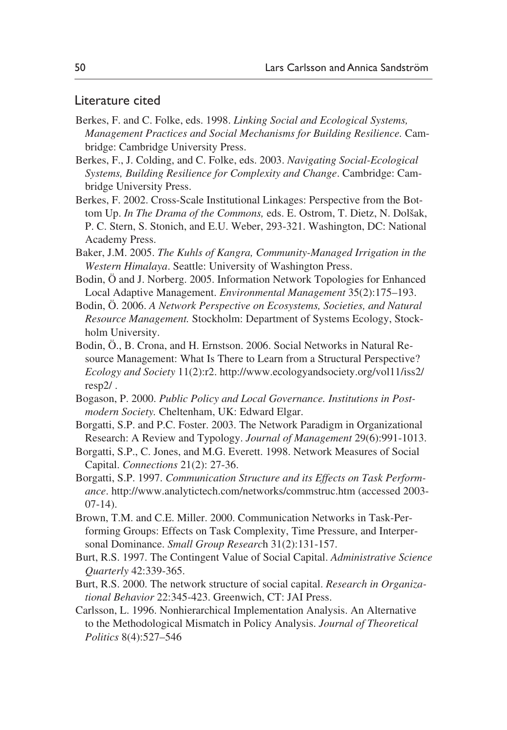## Literature cited

Berkes, F. and C. Folke, eds. 1998. *Linking Social and Ecological Systems, Management Practices and Social Mechanisms for Building Resilience.* Cambridge: Cambridge University Press.

Berkes, F., J. Colding, and C. Folke, eds. 2003. *Navigating Social-Ecological Systems, Building Resilience for Complexity and Change*. Cambridge: Cambridge University Press.

Berkes, F. 2002. Cross-Scale Institutional Linkages: Perspective from the Bottom Up. *In The Drama of the Commons,* eds. E. Ostrom, T. Dietz, N. Dolšak, P. C. Stern, S. Stonich, and E.U. Weber, 293-321. Washington, DC: National Academy Press.

Baker, J.M. 2005. *The Kuhls of Kangra, Community-Managed Irrigation in the Western Himalaya*. Seattle: University of Washington Press.

Bodin, Ö and J. Norberg. 2005. Information Network Topologies for Enhanced Local Adaptive Management. *Environmental Management* 35(2):175–193.

Bodin, Ö. 2006. *A Network Perspective on Ecosystems, Societies, and Natural Resource Management.* Stockholm: Department of Systems Ecology, Stockholm University.

Bodin, Ö., B. Crona, and H. Ernstson. 2006. Social Networks in Natural Resource Management: What Is There to Learn from a Structural Perspective? *Ecology and Society* 11(2):r2. http://www.ecologyandsociety.org/vol11/iss2/resp2/ .

Bogason, P. 2000. *Public Policy and Local Governance. Institutions in Postmodern Society.* Cheltenham, UK: Edward Elgar.

Borgatti, S.P. and P.C. Foster. 2003. The Network Paradigm in Organizational Research: A Review and Typology. *Journal of Management* 29(6):991-1013.

Borgatti, S.P., C. Jones, and M.G. Everett. 1998. Network Measures of Social Capital. *Connections* 21(2): 27-36.

Borgatti, S.P. 1997. *Communication Structure and its Effects on Task Performance*. http://www.analytictech.com/networks/commstruc.htm (accessed 2003-07-14).

Brown, T.M. and C.E. Miller. 2000. Communication Networks in Task-Performing Groups: Effects on Task Complexity, Time Pressure, and Interpersonal Dominance. *Small Group Research* 31(2):131-157.

Burt, R.S. 1997. The Contingent Value of Social Capital. *Administrative Science Quarterly* 42:339-365.

Burt, R.S. 2000. The network structure of social capital. *Research in Organizational Behavior* 22:345-423. Greenwich, CT: JAI Press.

Carlsson, L. 1996. Nonhierarchical Implementation Analysis. An Alternative to the Methodological Mismatch in Policy Analysis. *Journal of Theoretical Politics* 8(4):527–546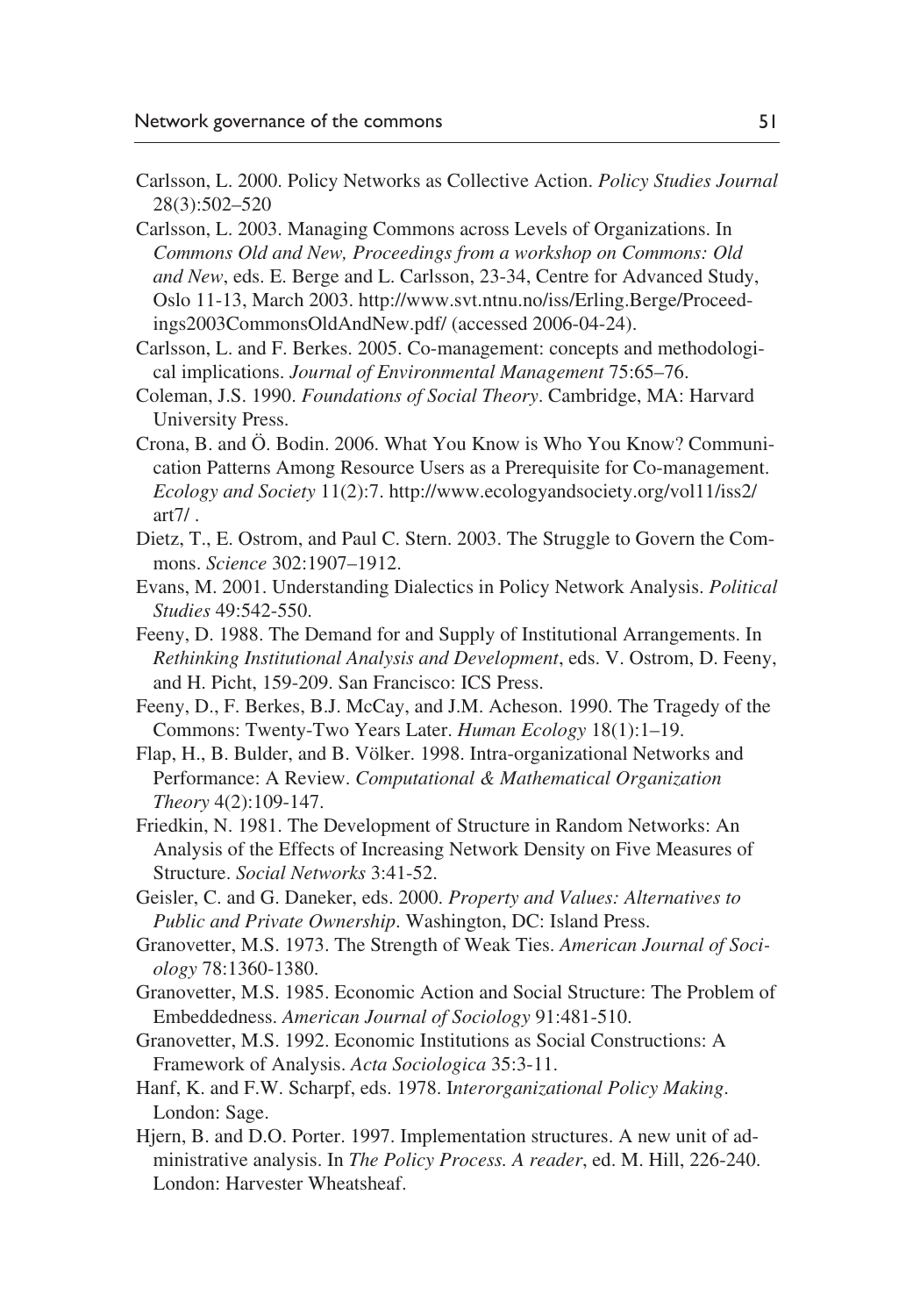Carlsson, L. 2000. Policy Networks as Collective Action. *Policy Studies Journal* 28(3):502–520

Carlsson, L. 2003. Managing Commons across Levels of Organizations. In *Commons Old and New, Proceedings from a workshop on Commons: Old and New*, eds. E. Berge and L. Carlsson, 23-34, Centre for Advanced Study, Oslo 11-13, March 2003. http://www.svt.ntnu.no/iss/Erling.Berge/Proceedings2003CommonsOldAndNew.pdf/ (accessed 2006-04-24).

Carlsson, L. and F. Berkes. 2005. Co-management: concepts and methodological implications. *Journal of Environmental Management* 75:65–76.

Coleman, J.S. 1990. *Foundations of Social Theory*. Cambridge, MA: Harvard University Press.

Crona, B. and Ö. Bodin. 2006. What You Know is Who You Know? Communication Patterns Among Resource Users as a Prerequisite for Co-management. *Ecology and Society* 11(2):7. http://www.ecologyandsociety.org/vol11/iss2/art7/ .

Dietz, T., E. Ostrom, and Paul C. Stern. 2003. The Struggle to Govern the Commons. *Science* 302:1907–1912.

Evans, M. 2001. Understanding Dialectics in Policy Network Analysis. *Political Studies* 49:542-550.

Feeny, D. 1988. The Demand for and Supply of Institutional Arrangements. In *Rethinking Institutional Analysis and Development*, eds. V. Ostrom, D. Feeny, and H. Picht, 159-209. San Francisco: ICS Press.

Feeny, D., F. Berkes, B.J. McCay, and J.M. Acheson. 1990. The Tragedy of the Commons: Twenty-Two Years Later. *Human Ecology* 18(1):1–19.

Flap, H., B. Bulder, and B. Völker. 1998. Intra-organizational Networks and Performance: A Review. *Computational & Mathematical Organization Theory* 4(2):109-147.

Friedkin, N. 1981. The Development of Structure in Random Networks: An Analysis of the Effects of Increasing Network Density on Five Measures of Structure. *Social Networks* 3:41-52.

Geisler, C. and G. Daneker, eds. 2000. *Property and Values: Alternatives to Public and Private Ownership*. Washington, DC: Island Press.

Granovetter, M.S. 1973. The Strength of Weak Ties. *American Journal of Sociology* 78:1360-1380.

Granovetter, M.S. 1985. Economic Action and Social Structure: The Problem of Embeddedness. *American Journal of Sociology* 91:481-510.

Granovetter, M.S. 1992. Economic Institutions as Social Constructions: A Framework of Analysis. *Acta Sociologica* 35:3-11.

Hanf, K. and F.W. Scharpf, eds. 1978. I*nterorganizational Policy Making*. London: Sage.

Hjern, B. and D.O. Porter. 1997. Implementation structures. A new unit of administrative analysis. In *The Policy Process. A reader*, ed. M. Hill, 226-240. London: Harvester Wheatsheaf.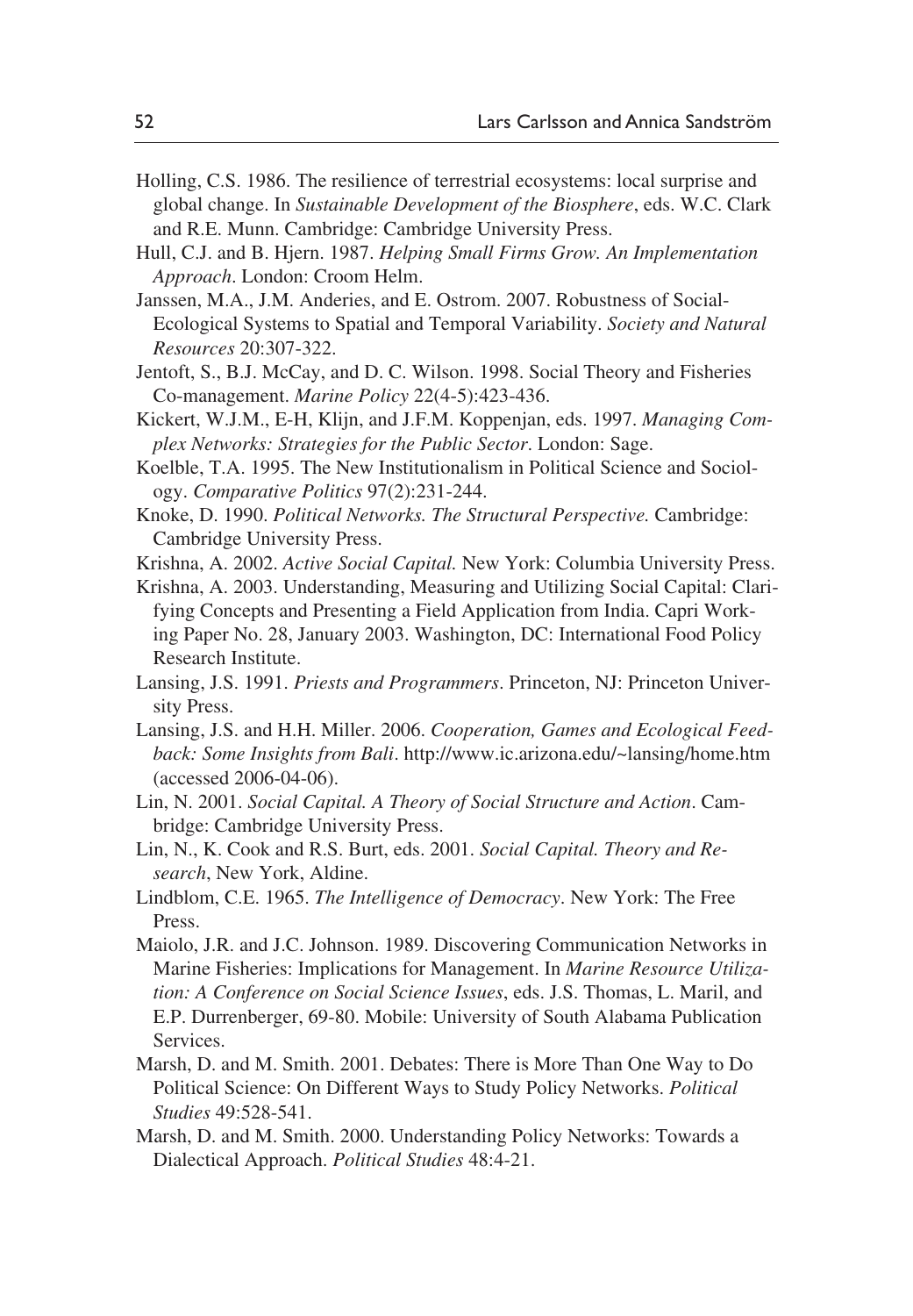Holling, C.S. 1986. The resilience of terrestrial ecosystems: local surprise and global change. In *Sustainable Development of the Biosphere*, eds. W.C. Clark and R.E. Munn. Cambridge: Cambridge University Press.

Hull, C.J. and B. Hjern. 1987. *Helping Small Firms Grow. An Implementation Approach*. London: Croom Helm.

Janssen, M.A., J.M. Anderies, and E. Ostrom. 2007. Robustness of Social-Ecological Systems to Spatial and Temporal Variability. *Society and Natural Resources* 20:307-322.

Jentoft, S., B.J. McCay, and D. C. Wilson. 1998. Social Theory and Fisheries Co-management. *Marine Policy* 22(4-5):423-436.

Kickert, W.J.M., E-H, Klijn, and J.F.M. Koppenjan, eds. 1997. *Managing Complex Networks: Strategies for the Public Sector*. London: Sage.

Koelble, T.A. 1995. The New Institutionalism in Political Science and Sociology. *Comparative Politics* 97(2):231-244.

Knoke, D. 1990. *Political Networks. The Structural Perspective.* Cambridge: Cambridge University Press.

Krishna, A. 2002. *Active Social Capital.* New York: Columbia University Press.

Krishna, A. 2003. Understanding, Measuring and Utilizing Social Capital: Clarifying Concepts and Presenting a Field Application from India. Capri Working Paper No. 28, January 2003. Washington, DC: International Food Policy Research Institute.

Lansing, J.S. 1991. *Priests and Programmers*. Princeton, NJ: Princeton University Press.

Lansing, J.S. and H.H. Miller. 2006. *Cooperation, Games and Ecological Feedback: Some Insights from Bali*. http://www.ic.arizona.edu/~lansing/home.htm (accessed 2006-04-06).

Lin, N. 2001. *Social Capital. A Theory of Social Structure and Action*. Cambridge: Cambridge University Press.

Lin, N., K. Cook and R.S. Burt, eds. 2001. *Social Capital. Theory and Research*, New York, Aldine.

Lindblom, C.E. 1965. *The Intelligence of Democracy*. New York: The Free Press.

Maiolo, J.R. and J.C. Johnson. 1989. Discovering Communication Networks in Marine Fisheries: Implications for Management. In *Marine Resource Utilization: A Conference on Social Science Issues*, eds. J.S. Thomas, L. Maril, and E.P. Durrenberger, 69-80. Mobile: University of South Alabama Publication Services.

Marsh, D. and M. Smith. 2001. Debates: There is More Than One Way to Do Political Science: On Different Ways to Study Policy Networks. *Political Studies* 49:528-541.

Marsh, D. and M. Smith. 2000. Understanding Policy Networks: Towards a Dialectical Approach. *Political Studies* 48:4-21.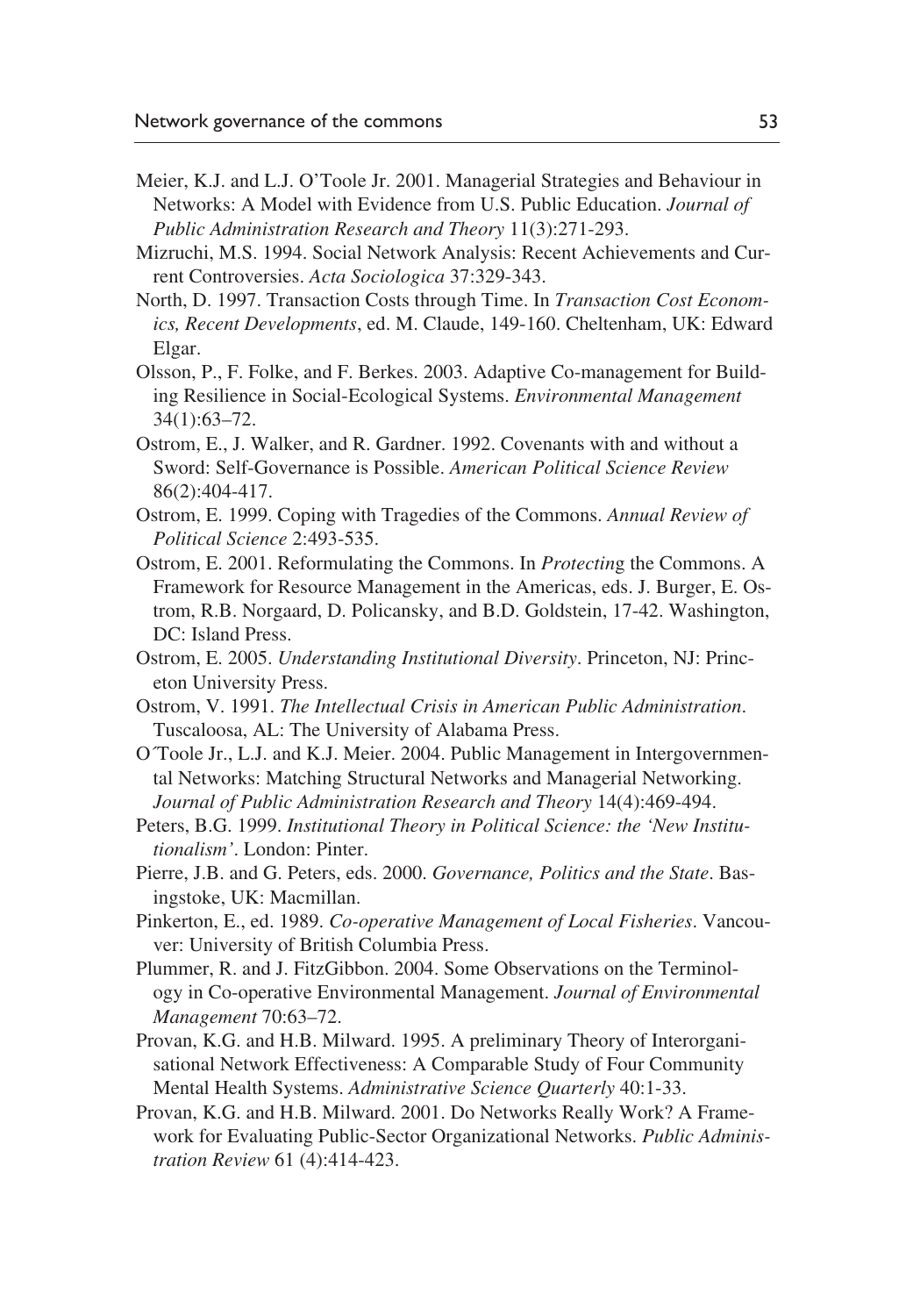Meier, K.J. and L.J. O'Toole Jr. 2001. Managerial Strategies and Behaviour in Networks: A Model with Evidence from U.S. Public Education. *Journal of Public Administration Research and Theory* 11(3):271-293.

Mizruchi, M.S. 1994. Social Network Analysis: Recent Achievements and Current Controversies. *Acta Sociologica* 37:329-343.

North, D. 1997. Transaction Costs through Time. In *Transaction Cost Economics, Recent Developments*, ed. M. Claude, 149-160. Cheltenham, UK: Edward Elgar.

Olsson, P., F. Folke, and F. Berkes. 2003. Adaptive Co-management for Building Resilience in Social-Ecological Systems. *Environmental Management* 34(1):63–72.

Ostrom, E., J. Walker, and R. Gardner. 1992. Covenants with and without a Sword: Self-Governance is Possible. *American Political Science Review* 86(2):404-417.

Ostrom, E. 1999. Coping with Tragedies of the Commons. *Annual Review of Political Science* 2:493-535.

Ostrom, E. 2001. Reformulating the Commons. In *Protecting* the Commons. A Framework for Resource Management in the Americas, eds. J. Burger, E. Ostrom, R.B. Norgaard, D. Policansky, and B.D. Goldstein, 17-42. Washington, DC: Island Press.

Ostrom, E. 2005. *Understanding Institutional Diversity*. Princeton, NJ: Princeton University Press.

Ostrom, V. 1991. *The Intellectual Crisis in American Public Administration*. Tuscaloosa, AL: The University of Alabama Press.

O´Toole Jr., L.J. and K.J. Meier. 2004. Public Management in Intergovernmental Networks: Matching Structural Networks and Managerial Networking. *Journal of Public Administration Research and Theory* 14(4):469-494.

Peters, B.G. 1999. *Institutional Theory in Political Science: the 'New Institutionalism'*. London: Pinter.

Pierre, J.B. and G. Peters, eds. 2000. *Governance, Politics and the State*. Basingstoke, UK: Macmillan.

Pinkerton, E., ed. 1989. *Co-operative Management of Local Fisheries*. Vancouver: University of British Columbia Press.

Plummer, R. and J. FitzGibbon. 2004. Some Observations on the Terminology in Co-operative Environmental Management. *Journal of Environmental Management* 70:63–72.

Provan, K.G. and H.B. Milward. 1995. A preliminary Theory of Interorganisational Network Effectiveness: A Comparable Study of Four Community Mental Health Systems. *Administrative Science Quarterly* 40:1-33.

Provan, K.G. and H.B. Milward. 2001. Do Networks Really Work? A Framework for Evaluating Public-Sector Organizational Networks. *Public Administration Review* 61 (4):414-423.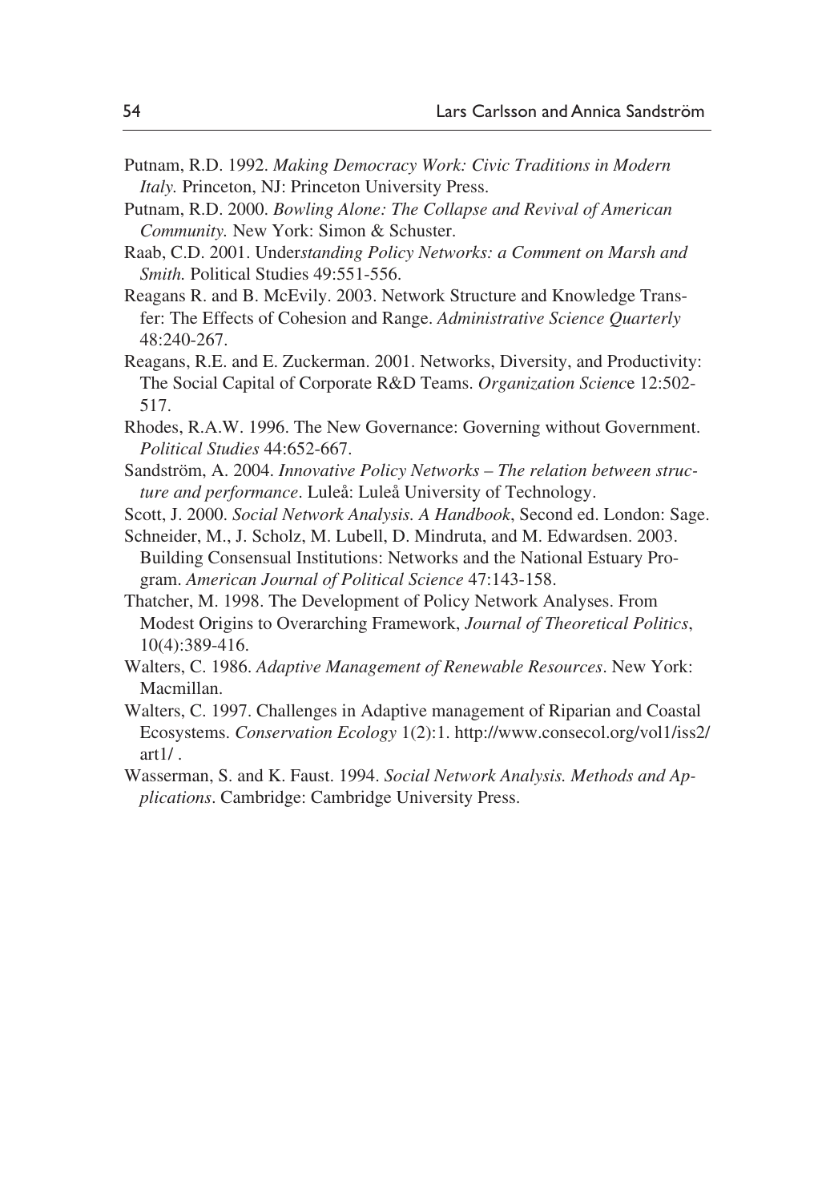Putnam, R.D. 1992. *Making Democracy Work: Civic Traditions in Modern Italy.* Princeton, NJ: Princeton University Press.

Putnam, R.D. 2000. *Bowling Alone: The Collapse and Revival of American Community.* New York: Simon & Schuster.

Raab, C.D. 2001. Under*standing Policy Networks: a Comment on Marsh and Smith.* Political Studies 49:551-556.

Reagans R. and B. McEvily. 2003. Network Structure and Knowledge Transfer: The Effects of Cohesion and Range. *Administrative Science Quarterly* 48:240-267.

Reagans, R.E. and E. Zuckerman. 2001. Networks, Diversity, and Productivity: The Social Capital of Corporate R&D Teams. *Organization Scienc*e 12:502-517.

Rhodes, R.A.W. 1996. The New Governance: Governing without Government. *Political Studies* 44:652-667.

Sandström, A. 2004. *Innovative Policy Networks – The relation between structure and performance*. Luleå: Luleå University of Technology.

Scott, J. 2000. *Social Network Analysis. A Handbook*, Second ed. London: Sage.

Schneider, M., J. Scholz, M. Lubell, D. Mindruta, and M. Edwardsen. 2003. Building Consensual Institutions: Networks and the National Estuary Program. *American Journal of Political Science* 47:143-158.

Thatcher, M. 1998. The Development of Policy Network Analyses. From Modest Origins to Overarching Framework, *Journal of Theoretical Politics*, 10(4):389-416.

Walters, C. 1986. *Adaptive Management of Renewable Resources*. New York: Macmillan.

Walters, C. 1997. Challenges in Adaptive management of Riparian and Coastal Ecosystems. *Conservation Ecology* 1(2):1. http://www.consecol.org/vol1/iss2/art1/ .

Wasserman, S. and K. Faust. 1994. *Social Network Analysis. Methods and Applications*. Cambridge: Cambridge University Press.